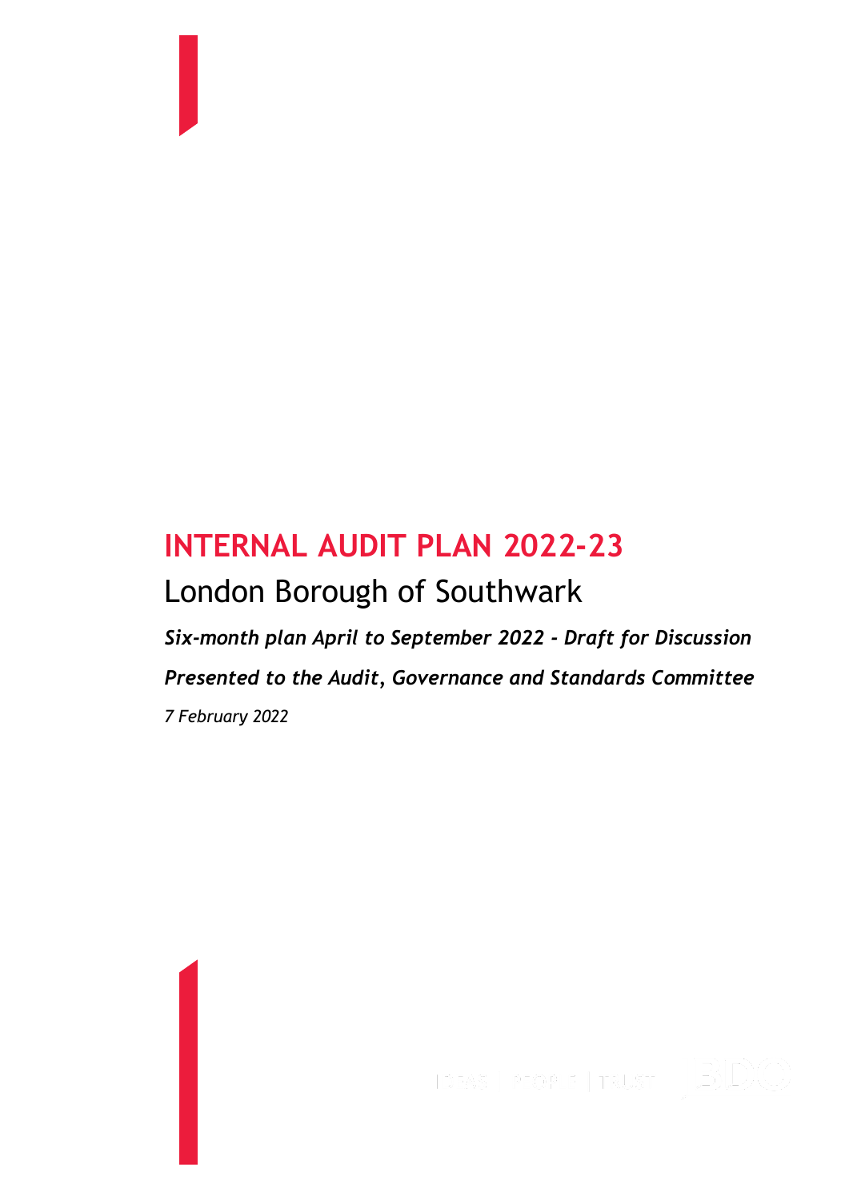# INTERNAL AUDIT PLAN 2022-23

## London Borough of Southwark

***Six-month plan April to September 2022 - Draft for Discussion***

***Presented to the Audit, Governance and Standards Committee***

*7 February 2022*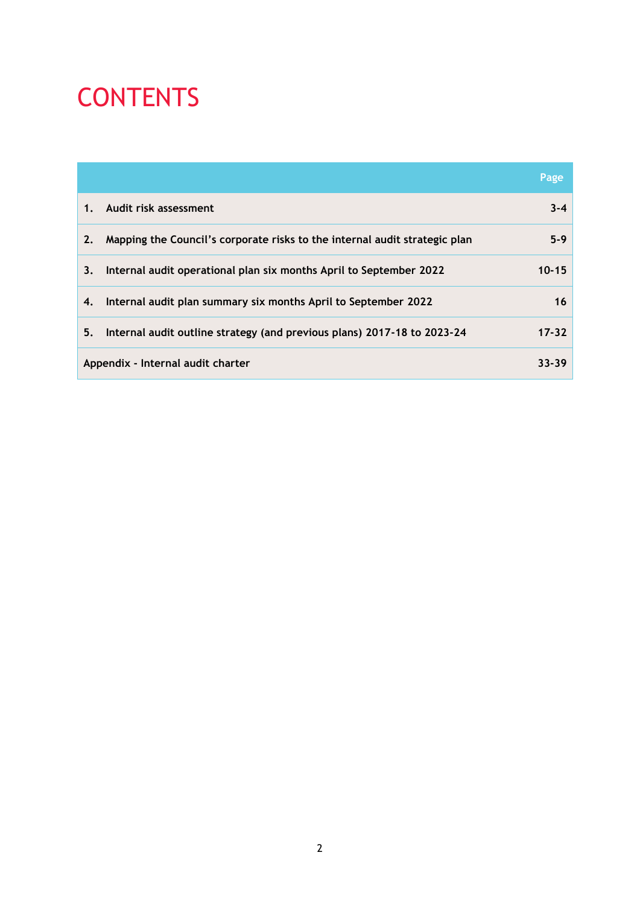# CONTENTS

| | Page |
|---|---|
| **1. Audit risk assessment** | **3-4** |
| **2. Mapping the Council's corporate risks to the internal audit strategic plan** | **5-9** |
| **3. Internal audit operational plan six months April to September 2022** | **10-15** |
| **4. Internal audit plan summary six months April to September 2022** | **16** |
| **5. Internal audit outline strategy (and previous plans) 2017-18 to 2023-24** | **17-32** |
| **Appendix - Internal audit charter** | **33-39** |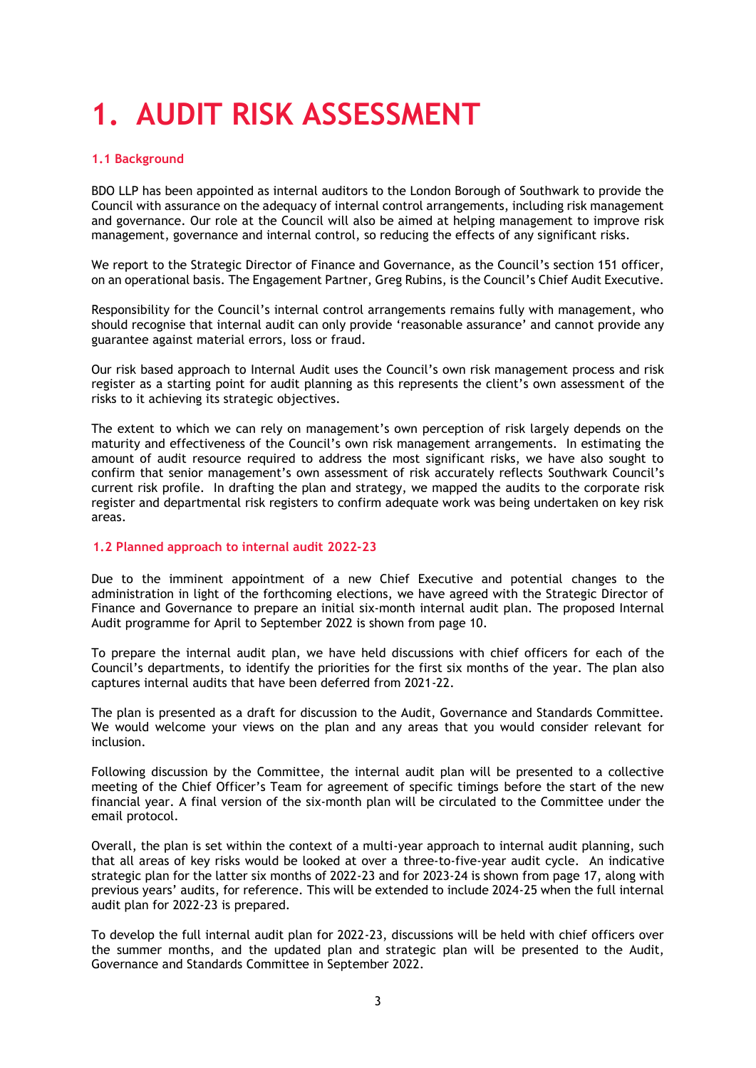# 1. AUDIT RISK ASSESSMENT

### 1.1 Background

BDO LLP has been appointed as internal auditors to the London Borough of Southwark to provide the Council with assurance on the adequacy of internal control arrangements, including risk management and governance. Our role at the Council will also be aimed at helping management to improve risk management, governance and internal control, so reducing the effects of any significant risks.

We report to the Strategic Director of Finance and Governance, as the Council's section 151 officer, on an operational basis. The Engagement Partner, Greg Rubins, is the Council's Chief Audit Executive.

Responsibility for the Council's internal control arrangements remains fully with management, who should recognise that internal audit can only provide 'reasonable assurance' and cannot provide any guarantee against material errors, loss or fraud.

Our risk based approach to Internal Audit uses the Council's own risk management process and risk register as a starting point for audit planning as this represents the client's own assessment of the risks to it achieving its strategic objectives.

The extent to which we can rely on management's own perception of risk largely depends on the maturity and effectiveness of the Council's own risk management arrangements. In estimating the amount of audit resource required to address the most significant risks, we have also sought to confirm that senior management's own assessment of risk accurately reflects Southwark Council's current risk profile. In drafting the plan and strategy, we mapped the audits to the corporate risk register and departmental risk registers to confirm adequate work was being undertaken on key risk areas.

### 1.2 Planned approach to internal audit 2022-23

Due to the imminent appointment of a new Chief Executive and potential changes to the administration in light of the forthcoming elections, we have agreed with the Strategic Director of Finance and Governance to prepare an initial six-month internal audit plan. The proposed Internal Audit programme for April to September 2022 is shown from page 10.

To prepare the internal audit plan, we have held discussions with chief officers for each of the Council's departments, to identify the priorities for the first six months of the year. The plan also captures internal audits that have been deferred from 2021-22.

The plan is presented as a draft for discussion to the Audit, Governance and Standards Committee. We would welcome your views on the plan and any areas that you would consider relevant for inclusion.

Following discussion by the Committee, the internal audit plan will be presented to a collective meeting of the Chief Officer's Team for agreement of specific timings before the start of the new financial year. A final version of the six-month plan will be circulated to the Committee under the email protocol.

Overall, the plan is set within the context of a multi-year approach to internal audit planning, such that all areas of key risks would be looked at over a three-to-five-year audit cycle. An indicative strategic plan for the latter six months of 2022-23 and for 2023-24 is shown from page 17, along with previous years' audits, for reference. This will be extended to include 2024-25 when the full internal audit plan for 2022-23 is prepared.

To develop the full internal audit plan for 2022-23, discussions will be held with chief officers over the summer months, and the updated plan and strategic plan will be presented to the Audit, Governance and Standards Committee in September 2022.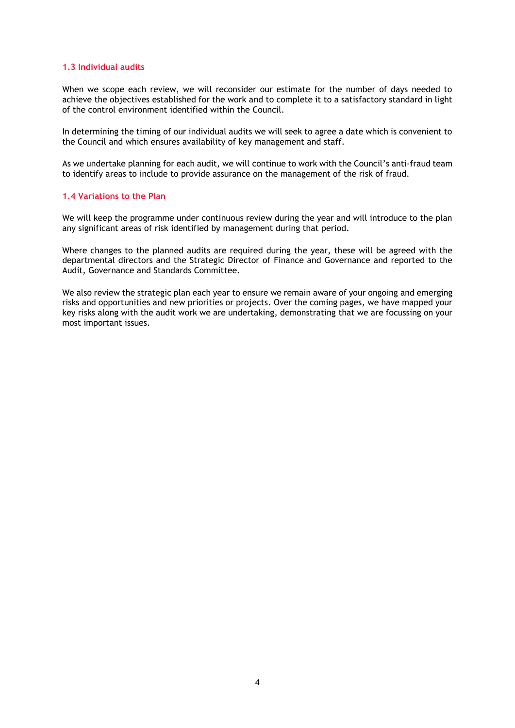### 1.3 Individual audits

When we scope each review, we will reconsider our estimate for the number of days needed to achieve the objectives established for the work and to complete it to a satisfactory standard in light of the control environment identified within the Council.

In determining the timing of our individual audits we will seek to agree a date which is convenient to the Council and which ensures availability of key management and staff.

As we undertake planning for each audit, we will continue to work with the Council's anti-fraud team to identify areas to include to provide assurance on the management of the risk of fraud.

### 1.4 Variations to the Plan

We will keep the programme under continuous review during the year and will introduce to the plan any significant areas of risk identified by management during that period.

Where changes to the planned audits are required during the year, these will be agreed with the departmental directors and the Strategic Director of Finance and Governance and reported to the Audit, Governance and Standards Committee.

We also review the strategic plan each year to ensure we remain aware of your ongoing and emerging risks and opportunities and new priorities or projects. Over the coming pages, we have mapped your key risks along with the audit work we are undertaking, demonstrating that we are focussing on your most important issues.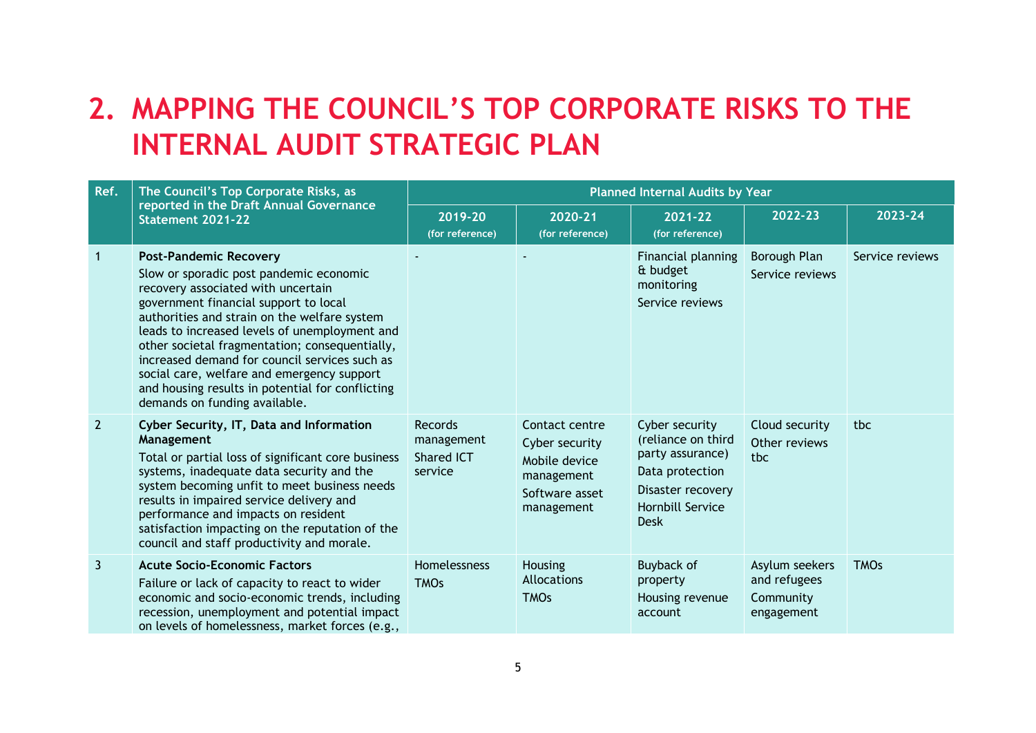# 2. MAPPING THE COUNCIL'S TOP CORPORATE RISKS TO THE INTERNAL AUDIT STRATEGIC PLAN

| Ref. | The Council's Top Corporate Risks, as reported in the Draft Annual Governance Statement 2021-22 | Planned Internal Audits by Year | | | | |
|---|---|---|---|---|---|---|
| | | 2019-20 (for reference) | 2020-21 (for reference) | 2021-22 (for reference) | 2022-23 | 2023-24 |
| 1 | **Post-Pandemic Recovery**<br>Slow or sporadic post pandemic economic recovery associated with uncertain government financial support to local authorities and strain on the welfare system leads to increased levels of unemployment and other societal fragmentation; consequentially, increased demand for council services such as social care, welfare and emergency support and housing results in potential for conflicting demands on funding available. | - | - | Financial planning & budget monitoring<br>Service reviews | Borough Plan<br>Service reviews | Service reviews |
| 2 | **Cyber Security, IT, Data and Information Management**<br>Total or partial loss of significant core business systems, inadequate data security and the system becoming unfit to meet business needs results in impaired service delivery and performance and impacts on resident satisfaction impacting on the reputation of the council and staff productivity and morale. | Records management<br>Shared ICT service | Contact centre<br>Cyber security<br>Mobile device management<br>Software asset management | Cyber security (reliance on third party assurance)<br>Data protection<br>Disaster recovery<br>Hornbill Service Desk | Cloud security<br>Other reviews tbc | tbc |
| 3 | **Acute Socio-Economic Factors**<br>Failure or lack of capacity to react to wider economic and socio-economic trends, including recession, unemployment and potential impact on levels of homelessness, market forces (e.g., | Homelessness<br>TMOs | Housing Allocations<br>TMOs | Buyback of property<br>Housing revenue account | Asylum seekers and refugees<br>Community engagement | TMOs |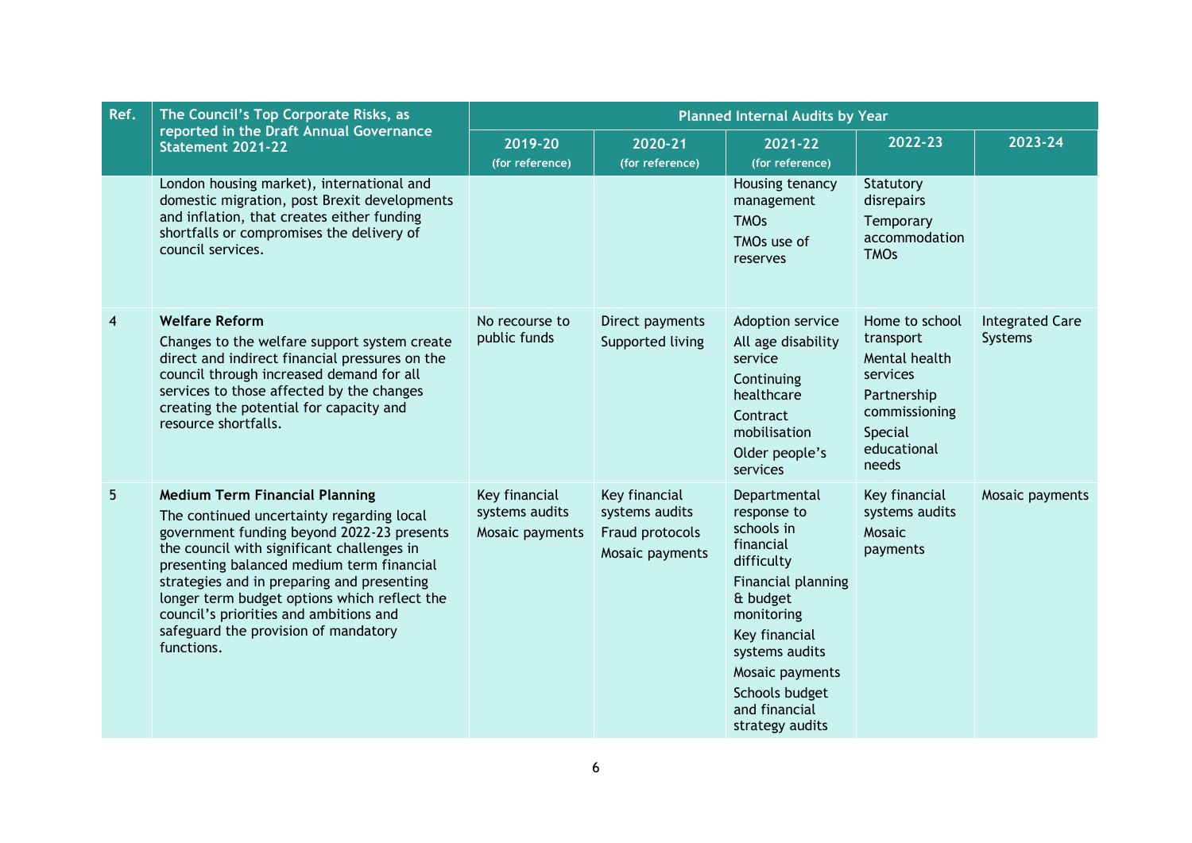| Ref. | The Council's Top Corporate Risks, as reported in the Draft Annual Governance Statement 2021-22 | Planned Internal Audits by Year | | | | |
|---|---|---|---|---|---|---|
| | | 2019-20 (for reference) | 2020-21 (for reference) | 2021-22 (for reference) | 2022-23 | 2023-24 |
| | London housing market), international and domestic migration, post Brexit developments and inflation, that creates either funding shortfalls or compromises the delivery of council services. | | | Housing tenancy management<br>TMOs<br>TMOs use of reserves | Statutory disrepairs<br>Temporary accommodation TMOs | |
| 4 | **Welfare Reform**<br>Changes to the welfare support system create direct and indirect financial pressures on the council through increased demand for all services to those affected by the changes creating the potential for capacity and resource shortfalls. | No recourse to public funds | Direct payments<br>Supported living | Adoption service<br>All age disability service<br>Continuing healthcare<br>Contract mobilisation<br>Older people's services | Home to school transport<br>Mental health services<br>Partnership commissioning<br>Special educational needs | Integrated Care Systems |
| 5 | **Medium Term Financial Planning**<br>The continued uncertainty regarding local government funding beyond 2022-23 presents the council with significant challenges in presenting balanced medium term financial strategies and in preparing and presenting longer term budget options which reflect the council's priorities and ambitions and safeguard the provision of mandatory functions. | Key financial systems audits<br>Mosaic payments | Key financial systems audits<br>Fraud protocols<br>Mosaic payments | Departmental response to schools in financial difficulty<br>Financial planning & budget monitoring<br>Key financial systems audits<br>Mosaic payments<br>Schools budget and financial strategy audits | Key financial systems audits<br>Mosaic payments | Mosaic payments |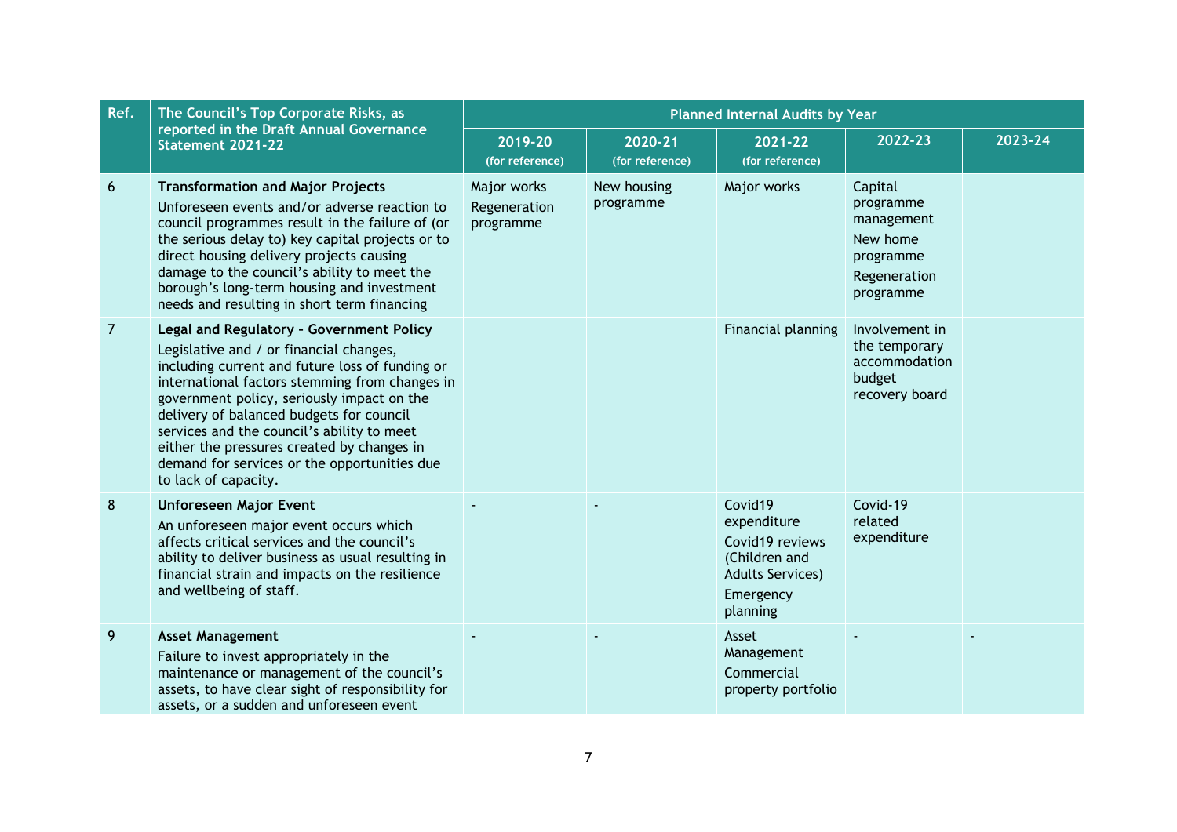| Ref. | The Council's Top Corporate Risks, as reported in the Draft Annual Governance Statement 2021-22 | Planned Internal Audits by Year | | | | |
|---|---|---|---|---|---|---|
| | | 2019-20 (for reference) | 2020-21 (for reference) | 2021-22 (for reference) | 2022-23 | 2023-24 |
| 6 | **Transformation and Major Projects** Unforeseen events and/or adverse reaction to council programmes result in the failure of (or the serious delay to) key capital projects or to direct housing delivery projects causing damage to the council's ability to meet the borough's long-term housing and investment needs and resulting in short term financing | Major works<br>Regeneration programme | New housing programme | Major works | Capital programme management<br>New home programme<br>Regeneration programme | |
| 7 | **Legal and Regulatory – Government Policy** Legislative and / or financial changes, including current and future loss of funding or international factors stemming from changes in government policy, seriously impact on the delivery of balanced budgets for council services and the council's ability to meet either the pressures created by changes in demand for services or the opportunities due to lack of capacity. | | | Financial planning | Involvement in the temporary accommodation budget recovery board | |
| 8 | **Unforeseen Major Event** An unforeseen major event occurs which affects critical services and the council's ability to deliver business as usual resulting in financial strain and impacts on the resilience and wellbeing of staff. | - | - | Covid19 expenditure<br>Covid19 reviews (Children and Adults Services)<br>Emergency planning | Covid-19 related expenditure | |
| 9 | **Asset Management** Failure to invest appropriately in the maintenance or management of the council's assets, to have clear sight of responsibility for assets, or a sudden and unforeseen event | - | - | Asset Management<br>Commercial property portfolio | - | - |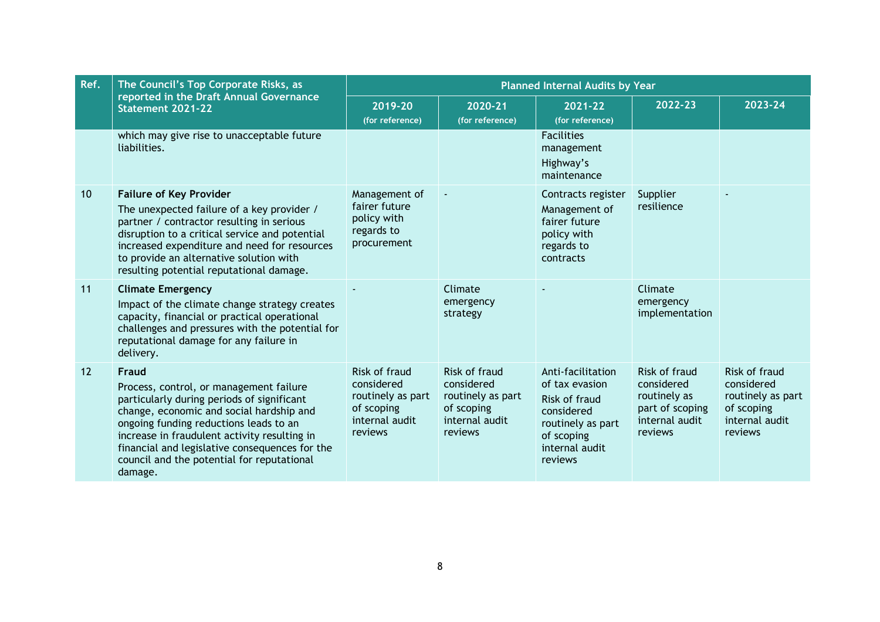| Ref. | The Council's Top Corporate Risks, as reported in the Draft Annual Governance Statement 2021-22 | Planned Internal Audits by Year | | | | |
|---|---|---|---|---|---|---|
| | | 2019-20 (for reference) | 2020-21 (for reference) | 2021-22 (for reference) | 2022-23 | 2023-24 |
| | which may give rise to unacceptable future liabilities. | | | Facilities management<br>Highway's maintenance | | |
| 10 | **Failure of Key Provider**<br>The unexpected failure of a key provider / partner / contractor resulting in serious disruption to a critical service and potential increased expenditure and need for resources to provide an alternative solution with resulting potential reputational damage. | Management of fairer future policy with regards to procurement | - | Contracts register<br>Management of fairer future policy with regards to contracts | Supplier resilience | - |
| 11 | **Climate Emergency**<br>Impact of the climate change strategy creates capacity, financial or practical operational challenges and pressures with the potential for reputational damage for any failure in delivery. | - | Climate emergency strategy | - | Climate emergency implementation | |
| 12 | **Fraud**<br>Process, control, or management failure particularly during periods of significant change, economic and social hardship and ongoing funding reductions leads to an increase in fraudulent activity resulting in financial and legislative consequences for the council and the potential for reputational damage. | Risk of fraud considered routinely as part of scoping internal audit reviews | Risk of fraud considered routinely as part of scoping internal audit reviews | Anti-facilitation of tax evasion<br>Risk of fraud considered routinely as part of scoping internal audit reviews | Risk of fraud considered routinely as part of scoping internal audit reviews | Risk of fraud considered routinely as part of scoping internal audit reviews |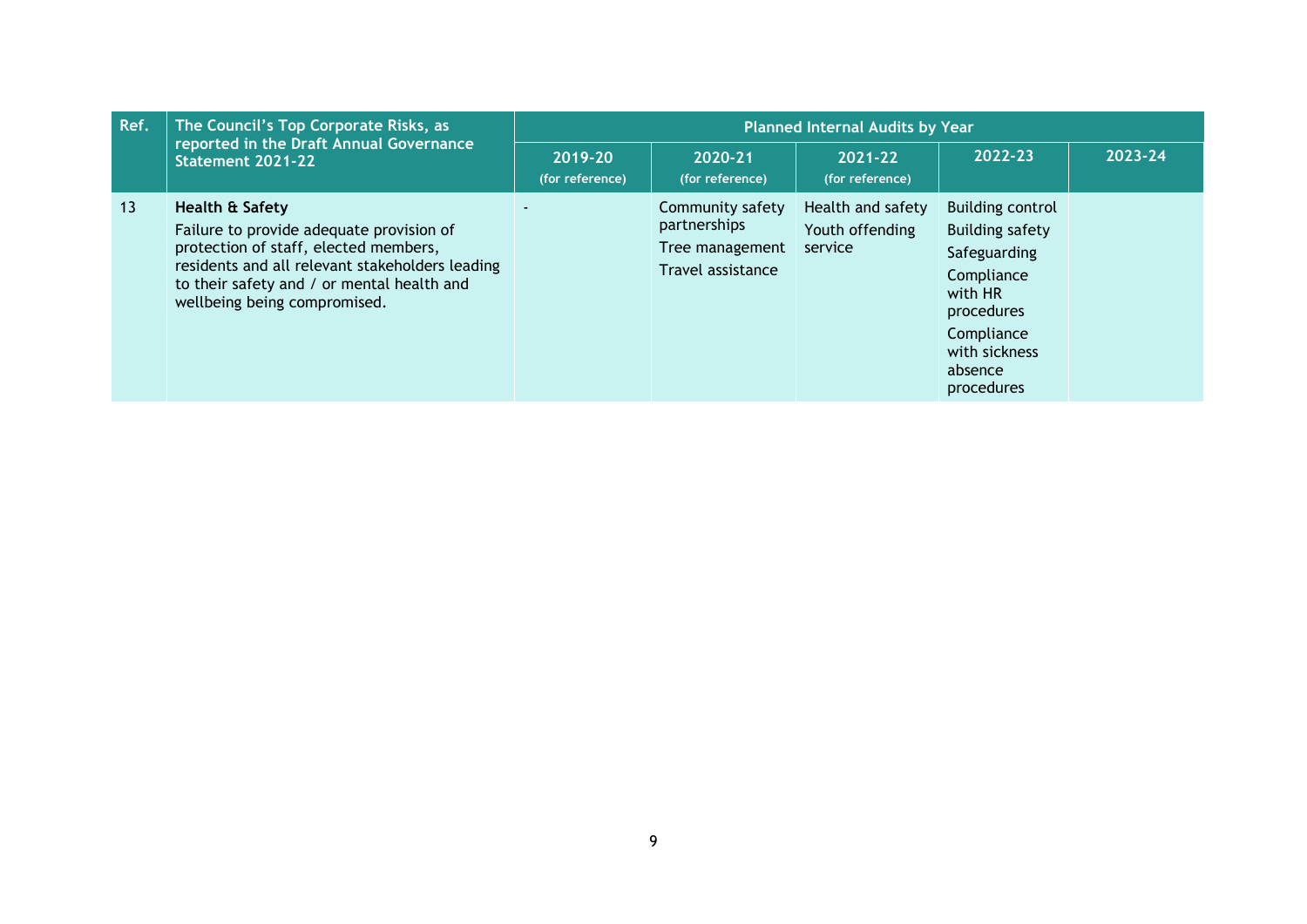| Ref. | The Council's Top Corporate Risks, as reported in the Draft Annual Governance Statement 2021-22 | Planned Internal Audits by Year | | | | |
|---|---|---|---|---|---|---|
| | | 2019-20 (for reference) | 2020-21 (for reference) | 2021-22 (for reference) | 2022-23 | 2023-24 |
| 13 | **Health & Safety**<br>Failure to provide adequate provision of protection of staff, elected members, residents and all relevant stakeholders leading to their safety and / or mental health and wellbeing being compromised. | - | Community safety partnerships<br>Tree management<br>Travel assistance | Health and safety<br>Youth offending service | Building control<br>Building safety<br>Safeguarding<br>Compliance with HR procedures<br>Compliance with sickness absence procedures | |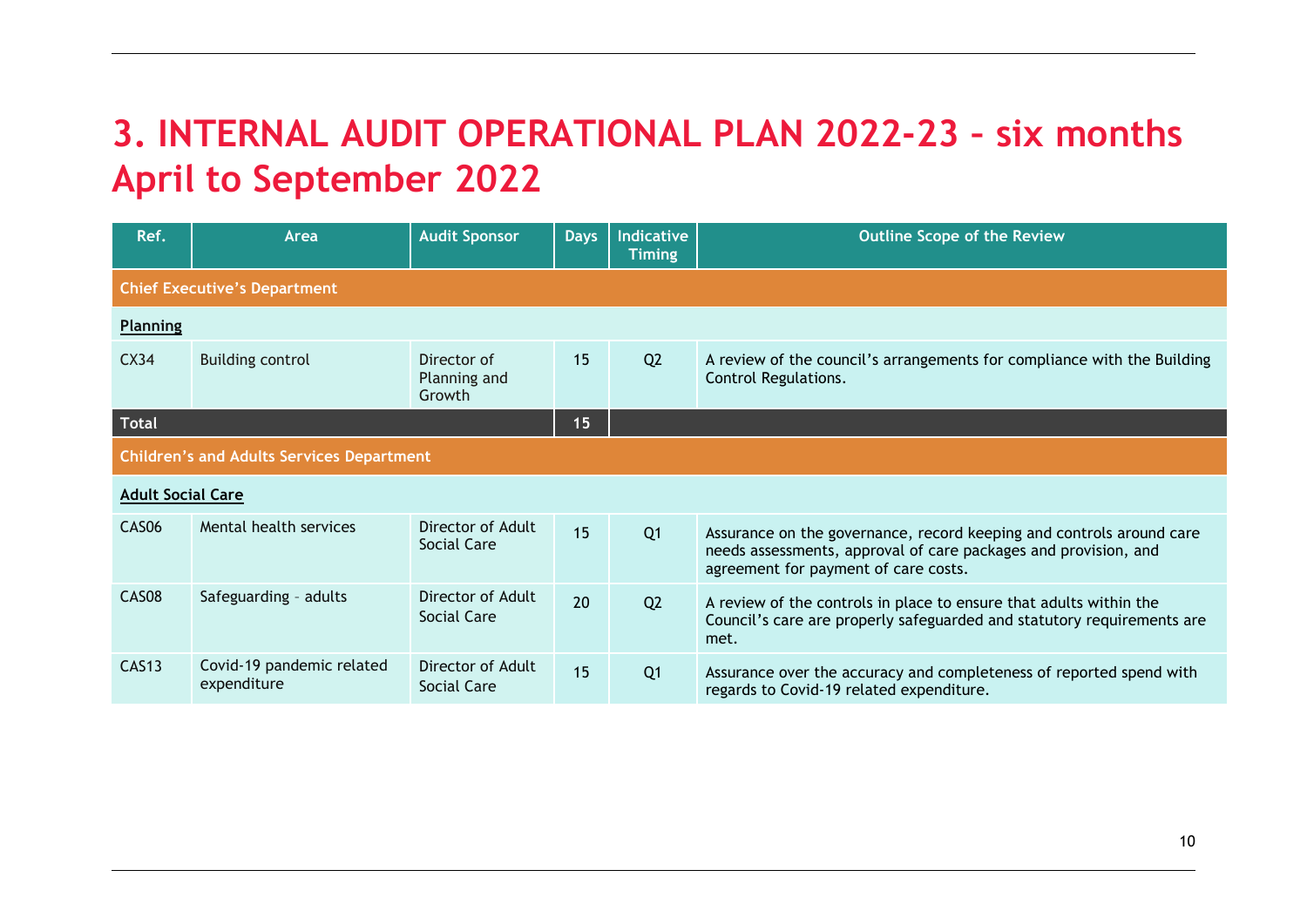# 3. INTERNAL AUDIT OPERATIONAL PLAN 2022-23 – six months April to September 2022

| Ref. | Area | Audit Sponsor | Days | Indicative Timing | Outline Scope of the Review |
|---|---|---|---|---|---|
| **Chief Executive's Department** | | | | | |
| **Planning** | | | | | |
| CX34 | Building control | Director of Planning and Growth | 15 | Q2 | A review of the council's arrangements for compliance with the Building Control Regulations. |
| **Total** | | | **15** | | |
| **Children's and Adults Services Department** | | | | | |
| **Adult Social Care** | | | | | |
| CAS06 | Mental health services | Director of Adult Social Care | 15 | Q1 | Assurance on the governance, record keeping and controls around care needs assessments, approval of care packages and provision, and agreement for payment of care costs. |
| CAS08 | Safeguarding – adults | Director of Adult Social Care | 20 | Q2 | A review of the controls in place to ensure that adults within the Council's care are properly safeguarded and statutory requirements are met. |
| CAS13 | Covid-19 pandemic related expenditure | Director of Adult Social Care | 15 | Q1 | Assurance over the accuracy and completeness of reported spend with regards to Covid-19 related expenditure. |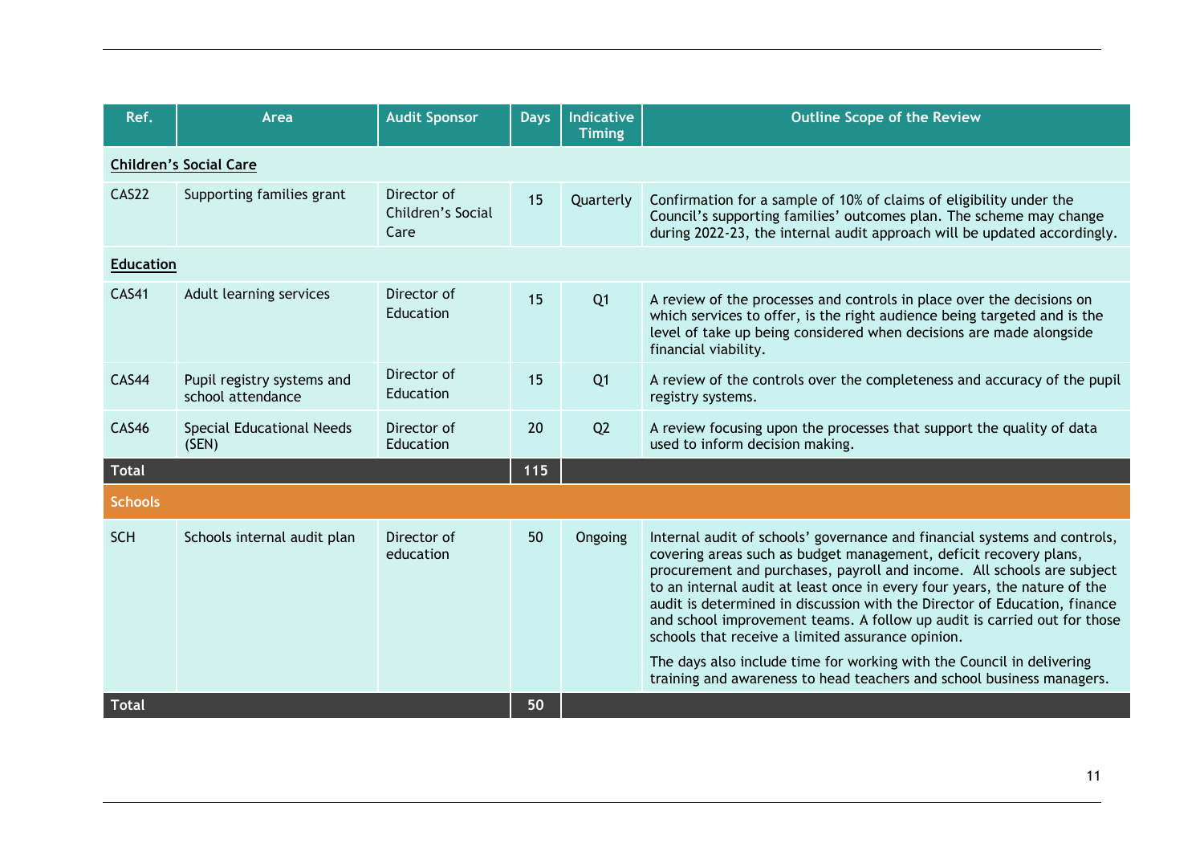| Ref. | Area | Audit Sponsor | Days | Indicative Timing | Outline Scope of the Review |
|---|---|---|---|---|---|
| **Children's Social Care** | | | | | |
| CAS22 | Supporting families grant | Director of Children's Social Care | 15 | Quarterly | Confirmation for a sample of 10% of claims of eligibility under the Council's supporting families' outcomes plan. The scheme may change during 2022-23, the internal audit approach will be updated accordingly. |
| **Education** | | | | | |
| CAS41 | Adult learning services | Director of Education | 15 | Q1 | A review of the processes and controls in place over the decisions on which services to offer, is the right audience being targeted and is the level of take up being considered when decisions are made alongside financial viability. |
| CAS44 | Pupil registry systems and school attendance | Director of Education | 15 | Q1 | A review of the controls over the completeness and accuracy of the pupil registry systems. |
| CAS46 | Special Educational Needs (SEN) | Director of Education | 20 | Q2 | A review focusing upon the processes that support the quality of data used to inform decision making. |
| **Total** | | | **115** | | |
| **Schools** | | | | | |
| SCH | Schools internal audit plan | Director of education | 50 | Ongoing | Internal audit of schools' governance and financial systems and controls, covering areas such as budget management, deficit recovery plans, procurement and purchases, payroll and income. All schools are subject to an internal audit at least once in every four years, the nature of the audit is determined in discussion with the Director of Education, finance and school improvement teams. A follow up audit is carried out for those schools that receive a limited assurance opinion. The days also include time for working with the Council in delivering training and awareness to head teachers and school business managers. |
| **Total** | | | **50** | | |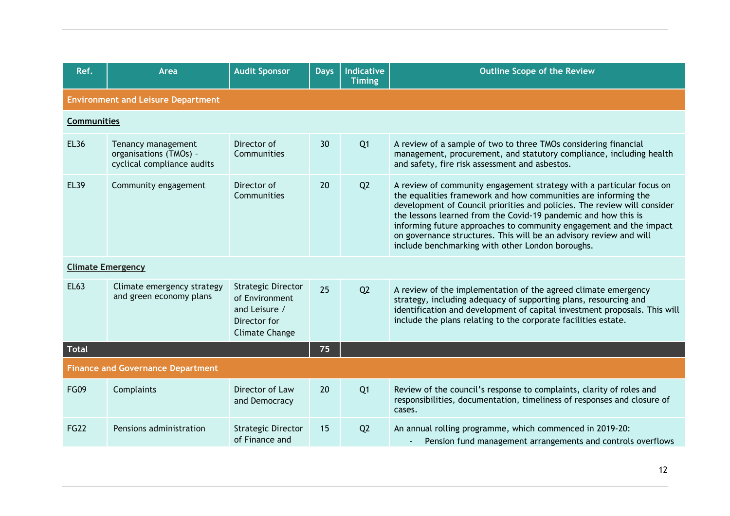| Ref. | Area | Audit Sponsor | Days | Indicative Timing | Outline Scope of the Review |
|---|---|---|---|---|---|
| **Environment and Leisure Department** | | | | | |
| **Communities** | | | | | |
| EL36 | Tenancy management organisations (TMOs) - cyclical compliance audits | Director of Communities | 30 | Q1 | A review of a sample of two to three TMOs considering financial management, procurement, and statutory compliance, including health and safety, fire risk assessment and asbestos. |
| EL39 | Community engagement | Director of Communities | 20 | Q2 | A review of community engagement strategy with a particular focus on the equalities framework and how communities are informing the development of Council priorities and policies. The review will consider the lessons learned from the Covid-19 pandemic and how this is informing future approaches to community engagement and the impact on governance structures. This will be an advisory review and will include benchmarking with other London boroughs. |
| **Climate Emergency** | | | | | |
| EL63 | Climate emergency strategy and green economy plans | Strategic Director of Environment and Leisure / Director for Climate Change | 25 | Q2 | A review of the implementation of the agreed climate emergency strategy, including adequacy of supporting plans, resourcing and identification and development of capital investment proposals. This will include the plans relating to the corporate facilities estate. |
| **Total** | | | **75** | | |
| **Finance and Governance Department** | | | | | |
| FG09 | Complaints | Director of Law and Democracy | 20 | Q1 | Review of the council's response to complaints, clarity of roles and responsibilities, documentation, timeliness of responses and closure of cases. |
| FG22 | Pensions administration | Strategic Director of Finance and | 15 | Q2 | An annual rolling programme, which commenced in 2019-20:<br>- Pension fund management arrangements and controls overflows |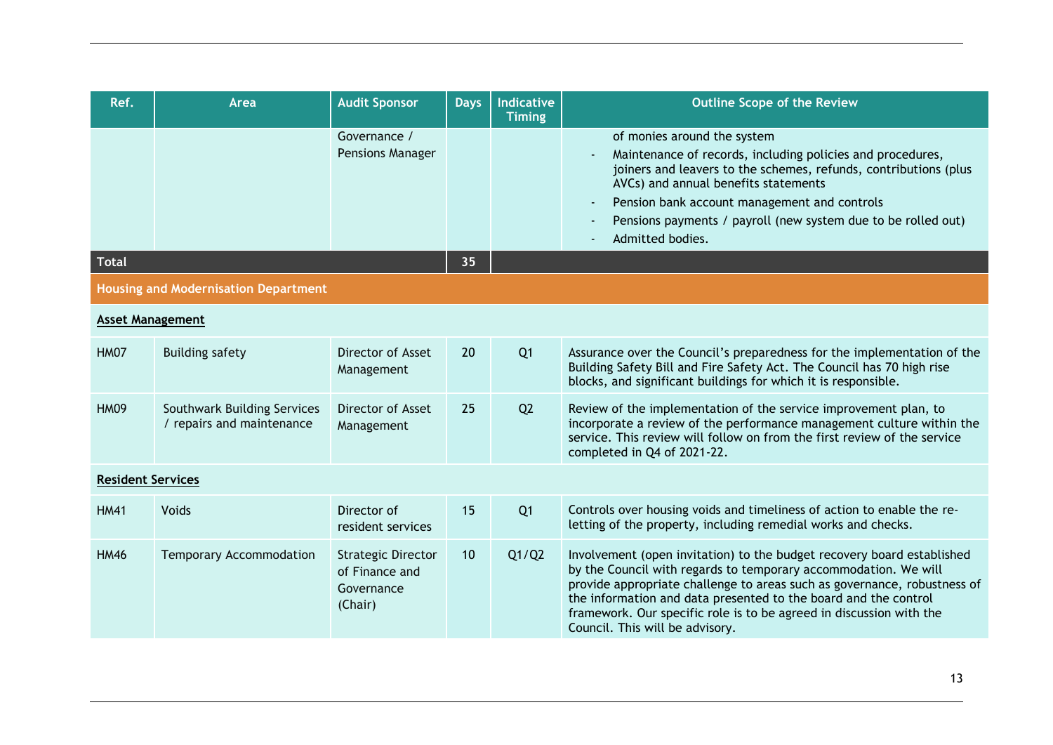| Ref. | Area | Audit Sponsor | Days | Indicative Timing | Outline Scope of the Review |
|---|---|---|---|---|---|
| | | Governance / Pensions Manager | | | of monies around the system<br>- Maintenance of records, including policies and procedures, joiners and leavers to the schemes, refunds, contributions (plus AVCs) and annual benefits statements<br>- Pension bank account management and controls<br>- Pensions payments / payroll (new system due to be rolled out)<br>- Admitted bodies. |
| **Total** | | | **35** | | |
| **Housing and Modernisation Department** | | | | | |
| **Asset Management** | | | | | |
| HM07 | Building safety | Director of Asset Management | 20 | Q1 | Assurance over the Council's preparedness for the implementation of the Building Safety Bill and Fire Safety Act. The Council has 70 high rise blocks, and significant buildings for which it is responsible. |
| HM09 | Southwark Building Services / repairs and maintenance | Director of Asset Management | 25 | Q2 | Review of the implementation of the service improvement plan, to incorporate a review of the performance management culture within the service. This review will follow on from the first review of the service completed in Q4 of 2021-22. |
| **Resident Services** | | | | | |
| HM41 | Voids | Director of resident services | 15 | Q1 | Controls over housing voids and timeliness of action to enable the re-letting of the property, including remedial works and checks. |
| HM46 | Temporary Accommodation | Strategic Director of Finance and Governance (Chair) | 10 | Q1/Q2 | Involvement (open invitation) to the budget recovery board established by the Council with regards to temporary accommodation. We will provide appropriate challenge to areas such as governance, robustness of the information and data presented to the board and the control framework. Our specific role is to be agreed in discussion with the Council. This will be advisory. |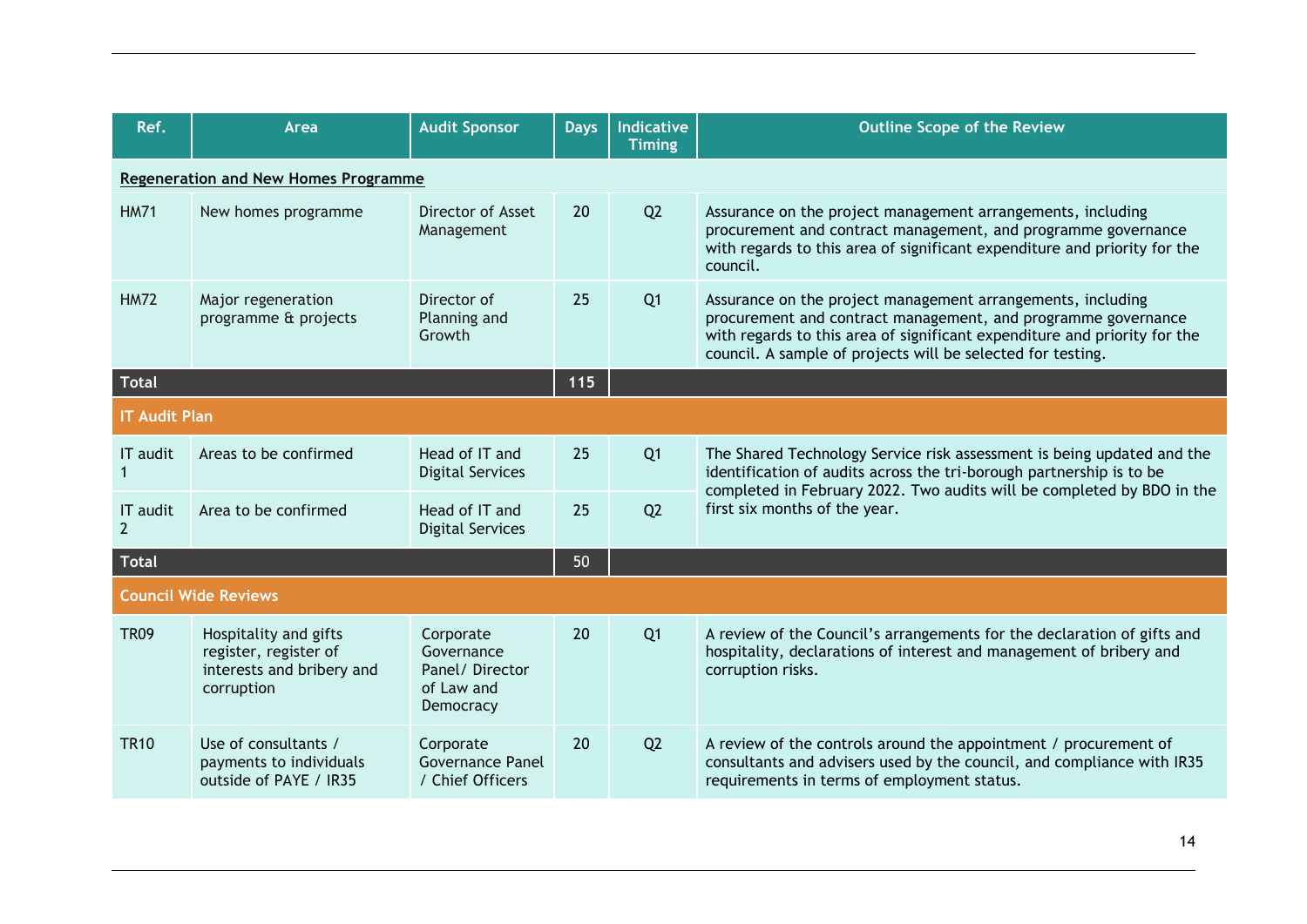| Ref. | Area | Audit Sponsor | Days | Indicative Timing | Outline Scope of the Review |
|---|---|---|---|---|---|
| **Regeneration and New Homes Programme** | | | | | |
| HM71 | New homes programme | Director of Asset Management | 20 | Q2 | Assurance on the project management arrangements, including procurement and contract management, and programme governance with regards to this area of significant expenditure and priority for the council. |
| HM72 | Major regeneration programme & projects | Director of Planning and Growth | 25 | Q1 | Assurance on the project management arrangements, including procurement and contract management, and programme governance with regards to this area of significant expenditure and priority for the council. A sample of projects will be selected for testing. |
| **Total** | | | **115** | | |
| **IT Audit Plan** | | | | | |
| IT audit 1 | Areas to be confirmed | Head of IT and Digital Services | 25 | Q1 | The Shared Technology Service risk assessment is being updated and the identification of audits across the tri-borough partnership is to be completed in February 2022. Two audits will be completed by BDO in the first six months of the year. |
| IT audit 2 | Area to be confirmed | Head of IT and Digital Services | 25 | Q2 | |
| **Total** | | | 50 | | |
| **Council Wide Reviews** | | | | | |
| TR09 | Hospitality and gifts register, register of interests and bribery and corruption | Corporate Governance Panel/ Director of Law and Democracy | 20 | Q1 | A review of the Council's arrangements for the declaration of gifts and hospitality, declarations of interest and management of bribery and corruption risks. |
| TR10 | Use of consultants / payments to individuals outside of PAYE / IR35 | Corporate Governance Panel / Chief Officers | 20 | Q2 | A review of the controls around the appointment / procurement of consultants and advisers used by the council, and compliance with IR35 requirements in terms of employment status. |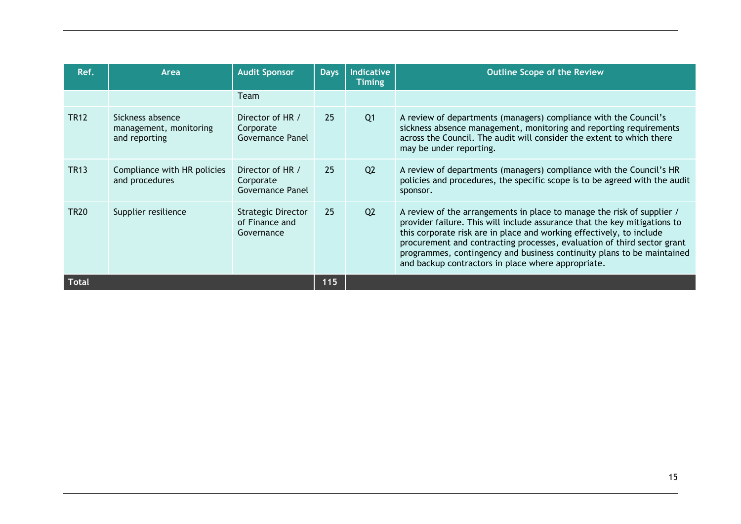| Ref. | Area | Audit Sponsor | Days | Indicative Timing | Outline Scope of the Review |
|---|---|---|---|---|---|
| | | Team | | | |
| TR12 | Sickness absence management, monitoring and reporting | Director of HR / Corporate Governance Panel | 25 | Q1 | A review of departments (managers) compliance with the Council's sickness absence management, monitoring and reporting requirements across the Council. The audit will consider the extent to which there may be under reporting. |
| TR13 | Compliance with HR policies and procedures | Director of HR / Corporate Governance Panel | 25 | Q2 | A review of departments (managers) compliance with the Council's HR policies and procedures, the specific scope is to be agreed with the audit sponsor. |
| TR20 | Supplier resilience | Strategic Director of Finance and Governance | 25 | Q2 | A review of the arrangements in place to manage the risk of supplier / provider failure. This will include assurance that the key mitigations to this corporate risk are in place and working effectively, to include procurement and contracting processes, evaluation of third sector grant programmes, contingency and business continuity plans to be maintained and backup contractors in place where appropriate. |
| **Total** | | | **115** | | |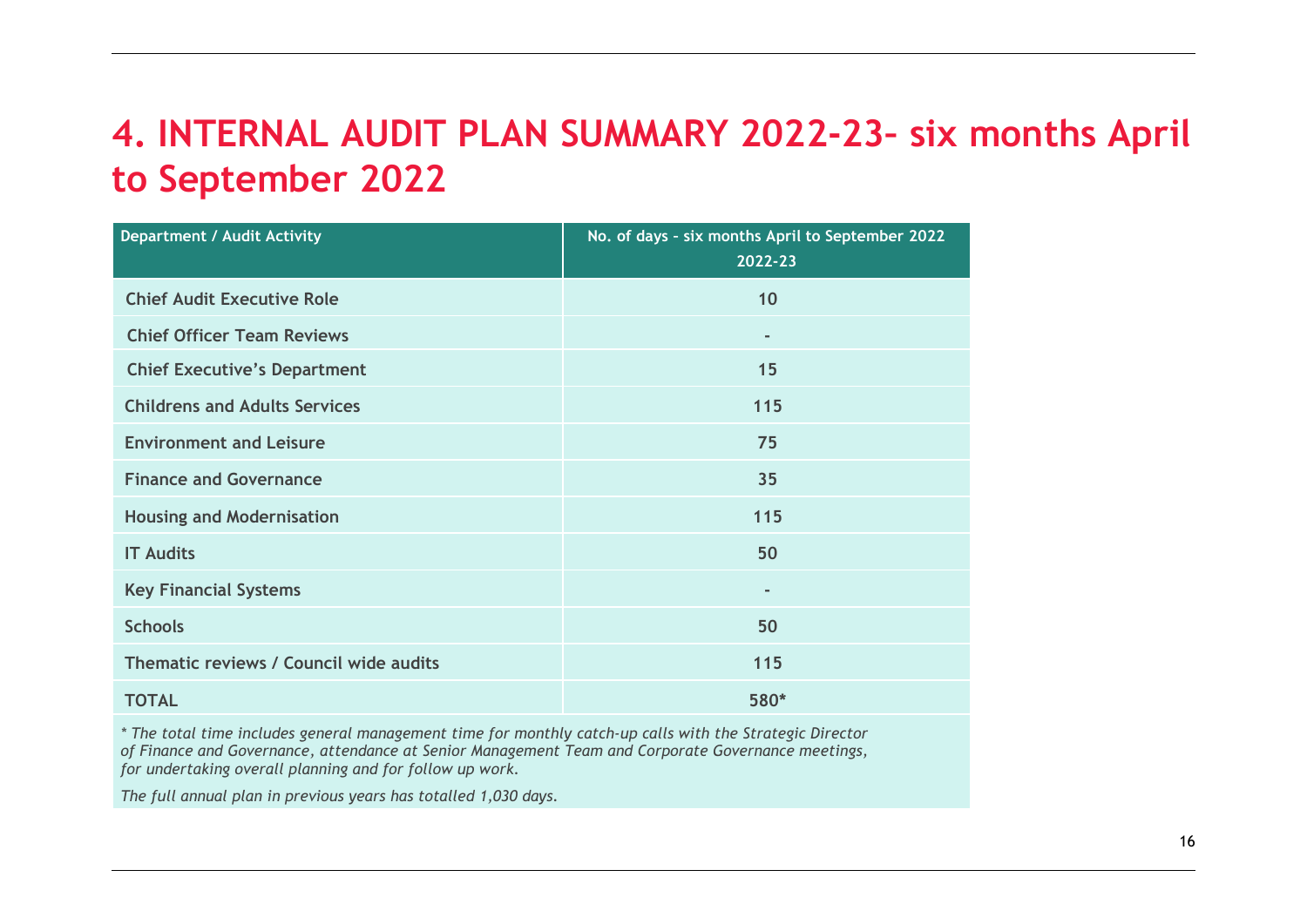# 4. INTERNAL AUDIT PLAN SUMMARY 2022-23- six months April to September 2022

| Department / Audit Activity | No. of days - six months April to September 2022 2022-23 |
|---|---|
| Chief Audit Executive Role | 10 |
| Chief Officer Team Reviews | - |
| Chief Executive's Department | 15 |
| Childrens and Adults Services | 115 |
| Environment and Leisure | 75 |
| Finance and Governance | 35 |
| Housing and Modernisation | 115 |
| IT Audits | 50 |
| Key Financial Systems | - |
| Schools | 50 |
| Thematic reviews / Council wide audits | 115 |
| **TOTAL** | **580*** |

*\* The total time includes general management time for monthly catch-up calls with the Strategic Director of Finance and Governance, attendance at Senior Management Team and Corporate Governance meetings, for undertaking overall planning and for follow up work.*

*The full annual plan in previous years has totalled 1,030 days.*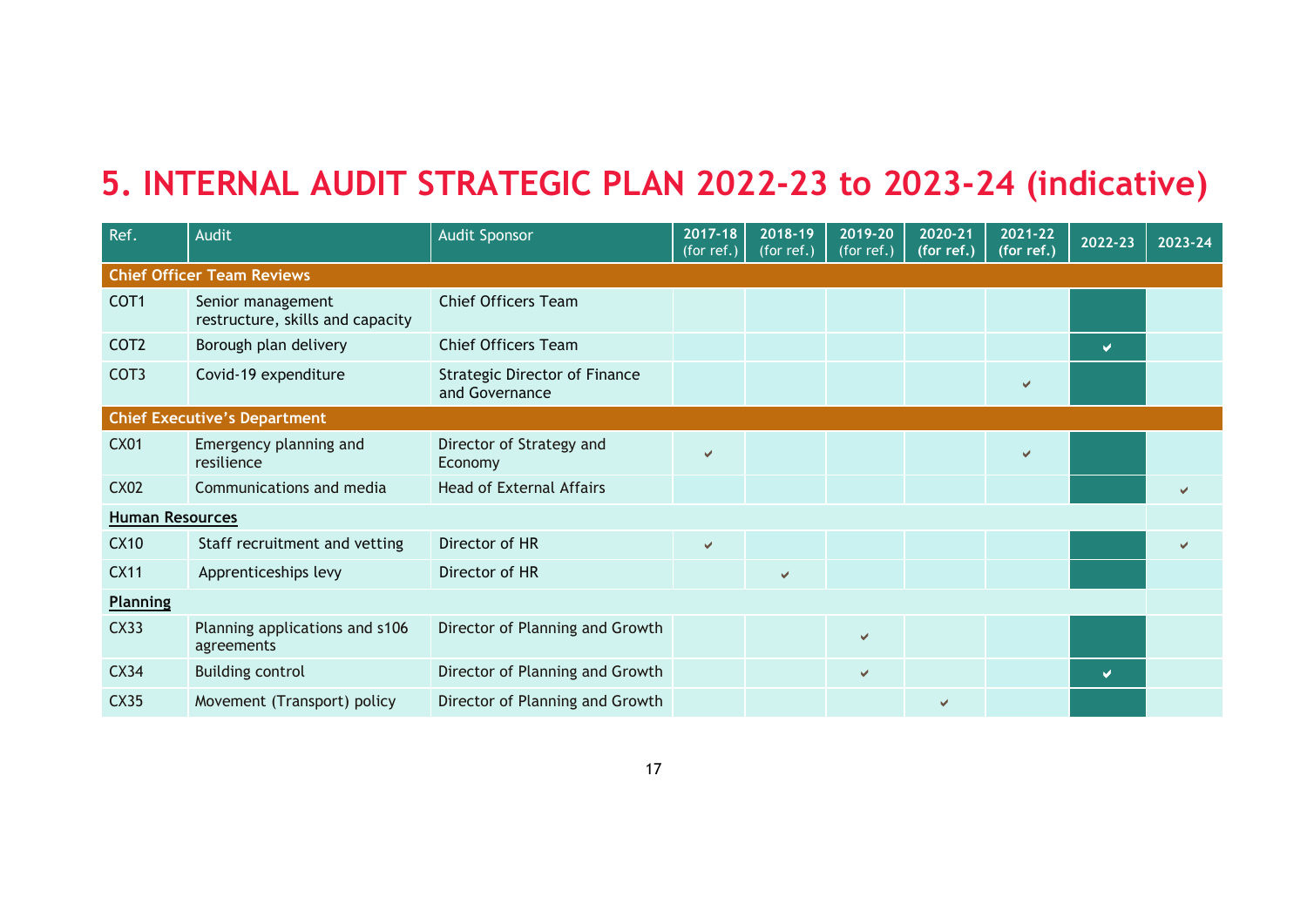# 5. INTERNAL AUDIT STRATEGIC PLAN 2022-23 to 2023-24 (indicative)

| Ref. | Audit | Audit Sponsor | 2017-18 (for ref.) | 2018-19 (for ref.) | 2019-20 (for ref.) | 2020-21 (for ref.) | 2021-22 (for ref.) | 2022-23 | 2023-24 |
|---|---|---|---|---|---|---|---|---|---|
| **Chief Officer Team Reviews** | | | | | | | | | |
| COT1 | Senior management restructure, skills and capacity | Chief Officers Team | | | | | | | |
| COT2 | Borough plan delivery | Chief Officers Team | | | | | | ✔ | |
| COT3 | Covid-19 expenditure | Strategic Director of Finance and Governance | | | | | ✔ | | |
| **Chief Executive's Department** | | | | | | | | | |
| CX01 | Emergency planning and resilience | Director of Strategy and Economy | ✔ | | | | ✔ | | |
| CX02 | Communications and media | Head of External Affairs | | | | | | | ✔ |
| **Human Resources** | | | | | | | | | |
| CX10 | Staff recruitment and vetting | Director of HR | ✔ | | | | | | ✔ |
| CX11 | Apprenticeships levy | Director of HR | | ✔ | | | | | |
| **Planning** | | | | | | | | | |
| CX33 | Planning applications and s106 agreements | Director of Planning and Growth | | | ✔ | | | | |
| CX34 | Building control | Director of Planning and Growth | | | ✔ | | | ✔ | |
| CX35 | Movement (Transport) policy | Director of Planning and Growth | | | | ✔ | | | |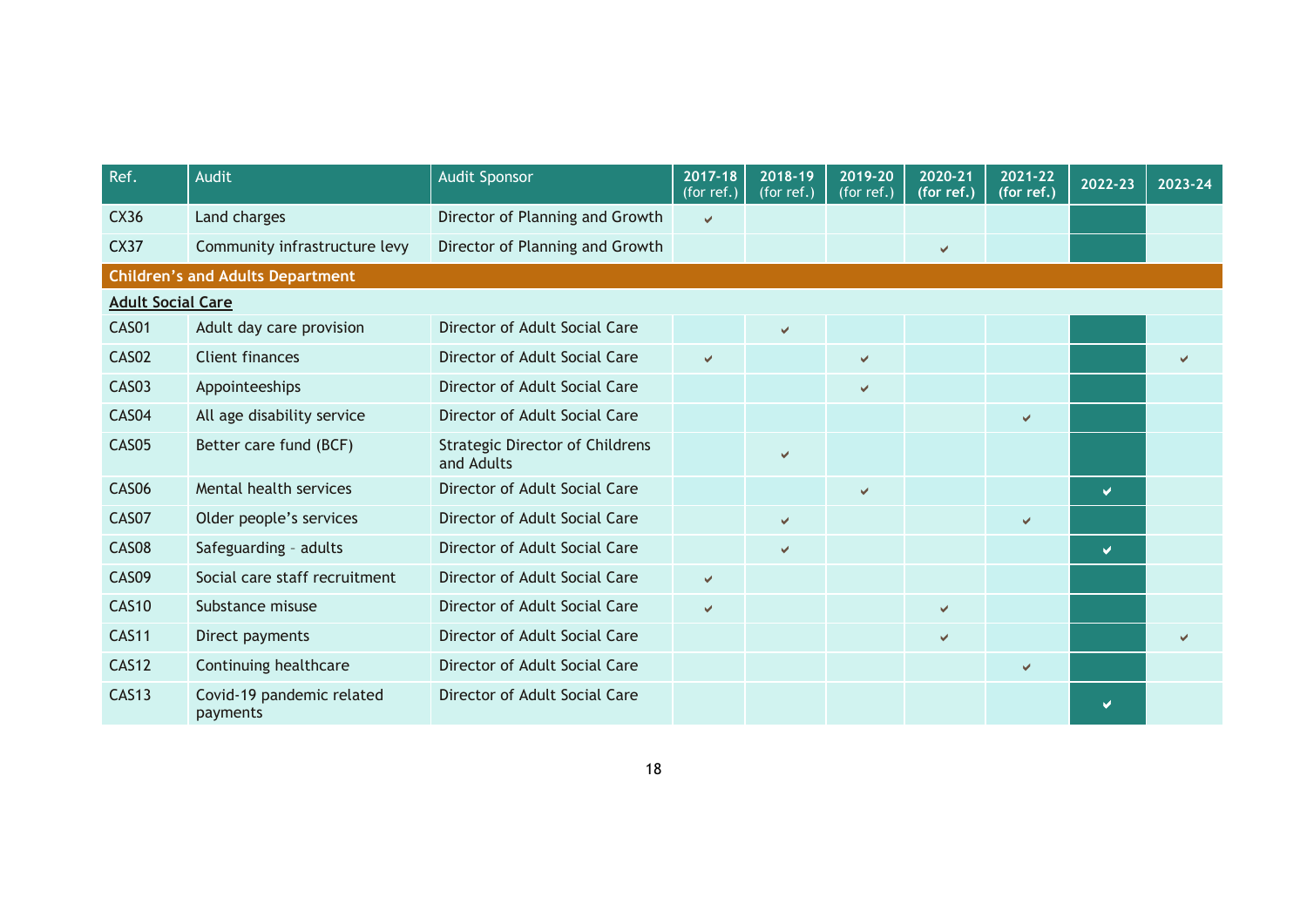| Ref. | Audit | Audit Sponsor | 2017-18 (for ref.) | 2018-19 (for ref.) | 2019-20 (for ref.) | 2020-21 (for ref.) | 2021-22 (for ref.) | 2022-23 | 2023-24 |
|---|---|---|---|---|---|---|---|---|---|
| CX36 | Land charges | Director of Planning and Growth | ✔ | | | | | | |
| CX37 | Community infrastructure levy | Director of Planning and Growth | | | | ✔ | | | |
| **Children's and Adults Department** | | | | | | | | | |
| **Adult Social Care** | | | | | | | | | |
| CAS01 | Adult day care provision | Director of Adult Social Care | | ✔ | | | | | |
| CAS02 | Client finances | Director of Adult Social Care | ✔ | | ✔ | | | | ✔ |
| CAS03 | Appointeeships | Director of Adult Social Care | | | ✔ | | | | |
| CAS04 | All age disability service | Director of Adult Social Care | | | | | ✔ | | |
| CAS05 | Better care fund (BCF) | Strategic Director of Childrens and Adults | | ✔ | | | | | |
| CAS06 | Mental health services | Director of Adult Social Care | | | ✔ | | | ✔ | |
| CAS07 | Older people's services | Director of Adult Social Care | | ✔ | | | ✔ | | |
| CAS08 | Safeguarding - adults | Director of Adult Social Care | | ✔ | | | | ✔ | |
| CAS09 | Social care staff recruitment | Director of Adult Social Care | ✔ | | | | | | |
| CAS10 | Substance misuse | Director of Adult Social Care | ✔ | | | ✔ | | | |
| CAS11 | Direct payments | Director of Adult Social Care | | | | ✔ | | | ✔ |
| CAS12 | Continuing healthcare | Director of Adult Social Care | | | | | ✔ | | |
| CAS13 | Covid-19 pandemic related payments | Director of Adult Social Care | | | | | | ✔ | |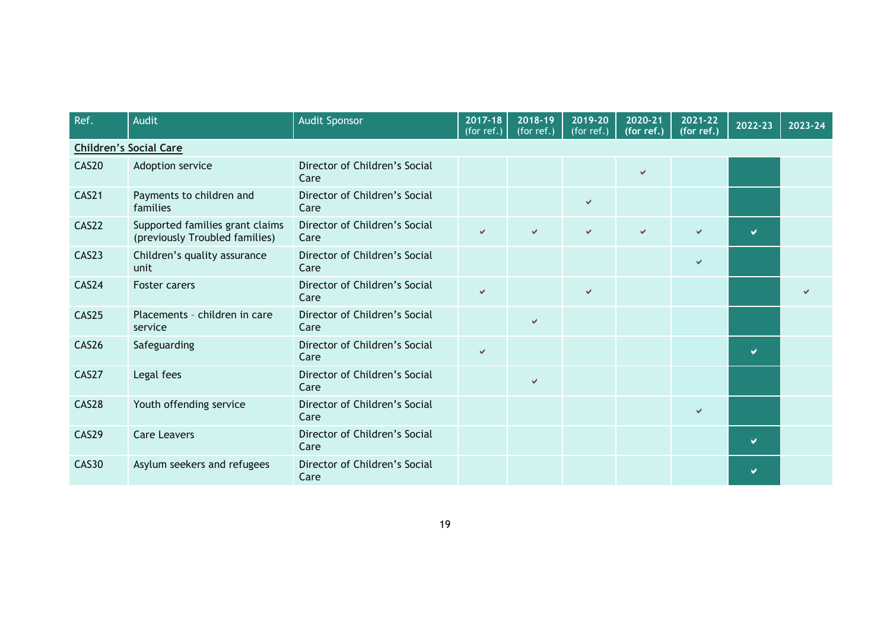| Ref. | Audit | Audit Sponsor | 2017-18 (for ref.) | 2018-19 (for ref.) | 2019-20 (for ref.) | 2020-21 (for ref.) | 2021-22 (for ref.) | 2022-23 | 2023-24 |
|---|---|---|---|---|---|---|---|---|---|
| **Children's Social Care** | | | | | | | | | |
| CAS20 | Adoption service | Director of Children's Social Care | | | | ✔ | | | |
| CAS21 | Payments to children and families | Director of Children's Social Care | | | ✔ | | | | |
| CAS22 | Supported families grant claims (previously Troubled families) | Director of Children's Social Care | ✔ | ✔ | ✔ | ✔ | ✔ | ✔ | |
| CAS23 | Children's quality assurance unit | Director of Children's Social Care | | | | | ✔ | | |
| CAS24 | Foster carers | Director of Children's Social Care | ✔ | | ✔ | | | | ✔ |
| CAS25 | Placements – children in care service | Director of Children's Social Care | | ✔ | | | | | |
| CAS26 | Safeguarding | Director of Children's Social Care | ✔ | | | | | ✔ | |
| CAS27 | Legal fees | Director of Children's Social Care | | ✔ | | | | | |
| CAS28 | Youth offending service | Director of Children's Social Care | | | | | ✔ | | |
| CAS29 | Care Leavers | Director of Children's Social Care | | | | | | ✔ | |
| CAS30 | Asylum seekers and refugees | Director of Children's Social Care | | | | | | ✔ | |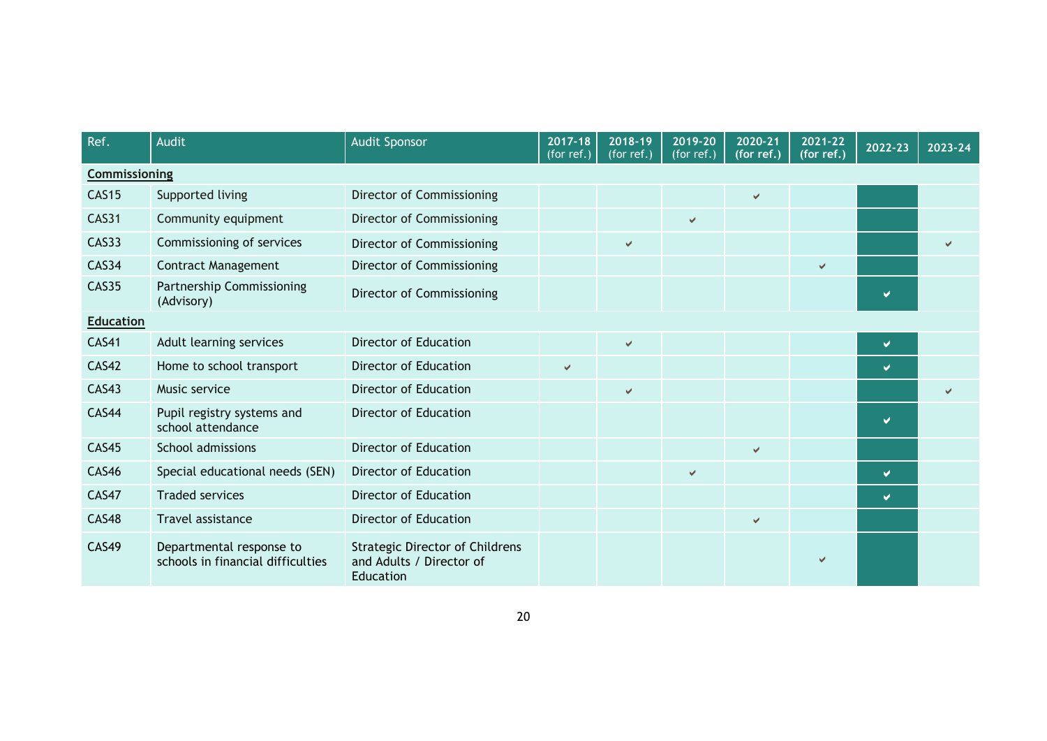| Ref. | Audit | Audit Sponsor | 2017-18 (for ref.) | 2018-19 (for ref.) | 2019-20 (for ref.) | 2020-21 (for ref.) | 2021-22 (for ref.) | 2022-23 | 2023-24 |
|---|---|---|---|---|---|---|---|---|---|
| **Commissioning** | | | | | | | | | |
| CAS15 | Supported living | Director of Commissioning | | | | ✔ | | | |
| CAS31 | Community equipment | Director of Commissioning | | | ✔ | | | | |
| CAS33 | Commissioning of services | Director of Commissioning | | ✔ | | | | | ✔ |
| CAS34 | Contract Management | Director of Commissioning | | | | | ✔ | | |
| CAS35 | Partnership Commissioning (Advisory) | Director of Commissioning | | | | | | ✔ | |
| **Education** | | | | | | | | | |
| CAS41 | Adult learning services | Director of Education | | ✔ | | | | ✔ | |
| CAS42 | Home to school transport | Director of Education | ✔ | | | | | ✔ | |
| CAS43 | Music service | Director of Education | | ✔ | | | | | ✔ |
| CAS44 | Pupil registry systems and school attendance | Director of Education | | | | | | ✔ | |
| CAS45 | School admissions | Director of Education | | | | ✔ | | | |
| CAS46 | Special educational needs (SEN) | Director of Education | | | ✔ | | | ✔ | |
| CAS47 | Traded services | Director of Education | | | | | | ✔ | |
| CAS48 | Travel assistance | Director of Education | | | | ✔ | | | |
| CAS49 | Departmental response to schools in financial difficulties | Strategic Director of Childrens and Adults / Director of Education | | | | | ✔ | | |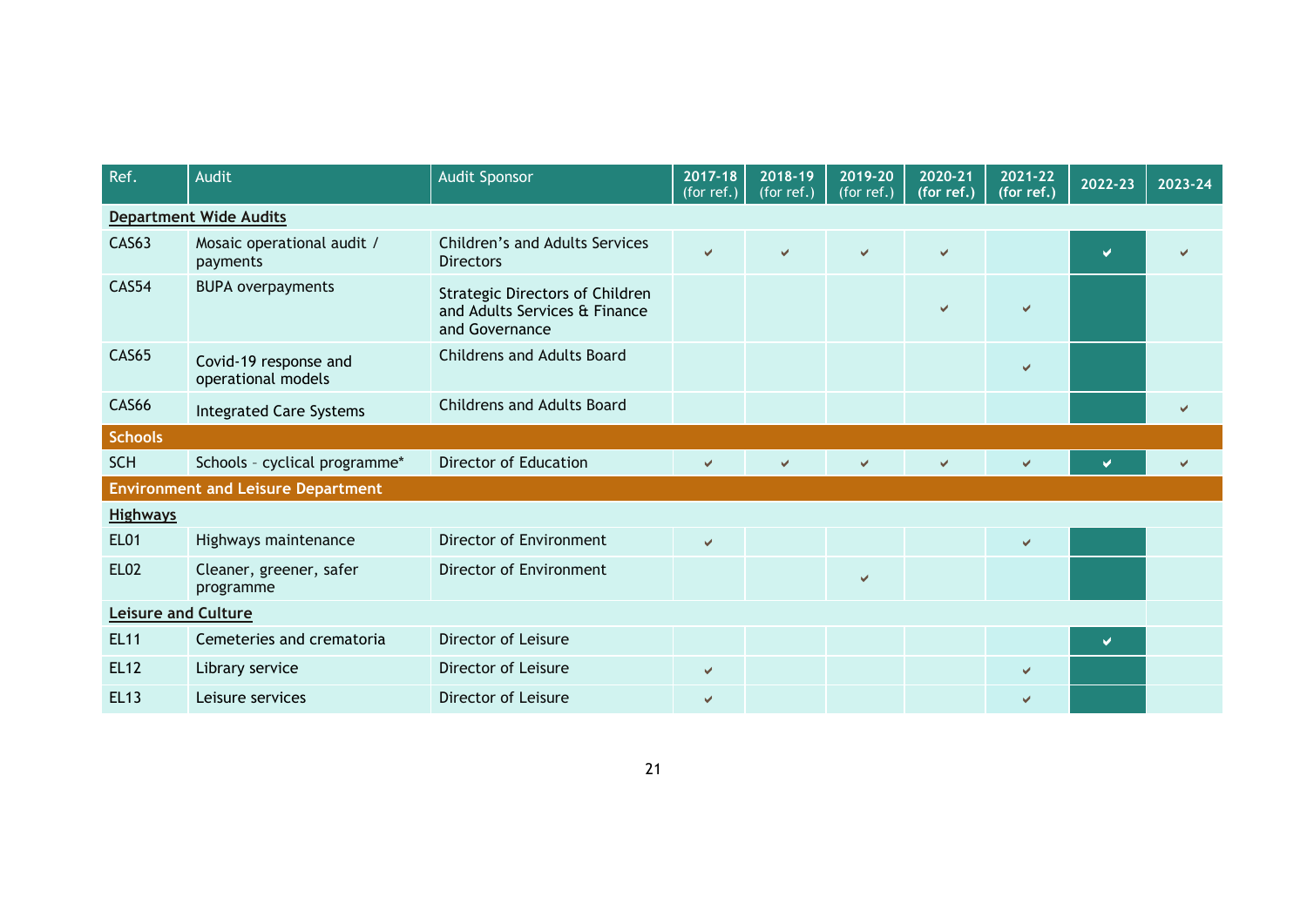| Ref. | Audit | Audit Sponsor | 2017-18 (for ref.) | 2018-19 (for ref.) | 2019-20 (for ref.) | 2020-21 (for ref.) | 2021-22 (for ref.) | 2022-23 | 2023-24 |
|---|---|---|---|---|---|---|---|---|---|
| **Department Wide Audits** | | | | | | | | | |
| CAS63 | Mosaic operational audit / payments | Children's and Adults Services Directors | ✔ | ✔ | ✔ | ✔ | | ✔ | ✔ |
| CAS54 | BUPA overpayments | Strategic Directors of Children and Adults Services & Finance and Governance | | | | ✔ | ✔ | | |
| CAS65 | Covid-19 response and operational models | Childrens and Adults Board | | | | | ✔ | | |
| CAS66 | Integrated Care Systems | Childrens and Adults Board | | | | | | | ✔ |
| **Schools** | | | | | | | | | |
| SCH | Schools - cyclical programme* | Director of Education | ✔ | ✔ | ✔ | ✔ | ✔ | ✔ | ✔ |
| **Environment and Leisure Department** | | | | | | | | | |
| **Highways** | | | | | | | | | |
| EL01 | Highways maintenance | Director of Environment | ✔ | | | | ✔ | | |
| EL02 | Cleaner, greener, safer programme | Director of Environment | | | ✔ | | | | |
| **Leisure and Culture** | | | | | | | | | |
| EL11 | Cemeteries and crematoria | Director of Leisure | | | | | | ✔ | |
| EL12 | Library service | Director of Leisure | ✔ | | | | ✔ | | |
| EL13 | Leisure services | Director of Leisure | ✔ | | | | ✔ | | |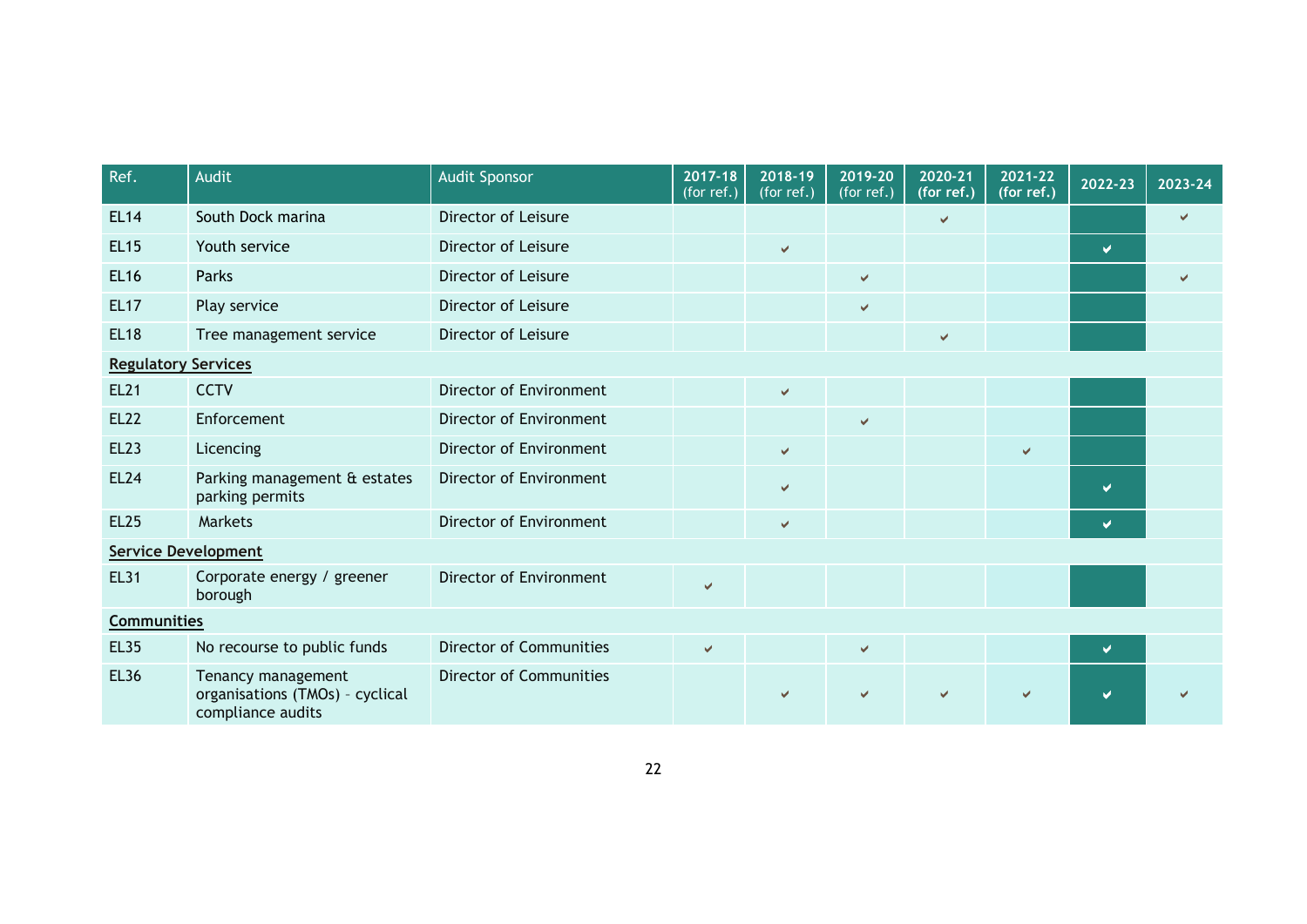| Ref. | Audit | Audit Sponsor | 2017-18 (for ref.) | 2018-19 (for ref.) | 2019-20 (for ref.) | 2020-21 (for ref.) | 2021-22 (for ref.) | 2022-23 | 2023-24 |
|---|---|---|---|---|---|---|---|---|---|
| EL14 | South Dock marina | Director of Leisure | | | | ✔ | | | ✔ |
| EL15 | Youth service | Director of Leisure | | ✔ | | | | ✔ | |
| EL16 | Parks | Director of Leisure | | | ✔ | | | | ✔ |
| EL17 | Play service | Director of Leisure | | | ✔ | | | | |
| EL18 | Tree management service | Director of Leisure | | | | ✔ | | | |
| **Regulatory Services** | | | | | | | | | |
| EL21 | CCTV | Director of Environment | | ✔ | | | | | |
| EL22 | Enforcement | Director of Environment | | | ✔ | | | | |
| EL23 | Licencing | Director of Environment | | ✔ | | | ✔ | | |
| EL24 | Parking management & estates parking permits | Director of Environment | | ✔ | | | | ✔ | |
| EL25 | Markets | Director of Environment | | ✔ | | | | ✔ | |
| **Service Development** | | | | | | | | | |
| EL31 | Corporate energy / greener borough | Director of Environment | ✔ | | | | | | |
| **Communities** | | | | | | | | | |
| EL35 | No recourse to public funds | Director of Communities | ✔ | | ✔ | | | ✔ | |
| EL36 | Tenancy management organisations (TMOs) – cyclical compliance audits | Director of Communities | | ✔ | ✔ | ✔ | ✔ | ✔ | ✔ |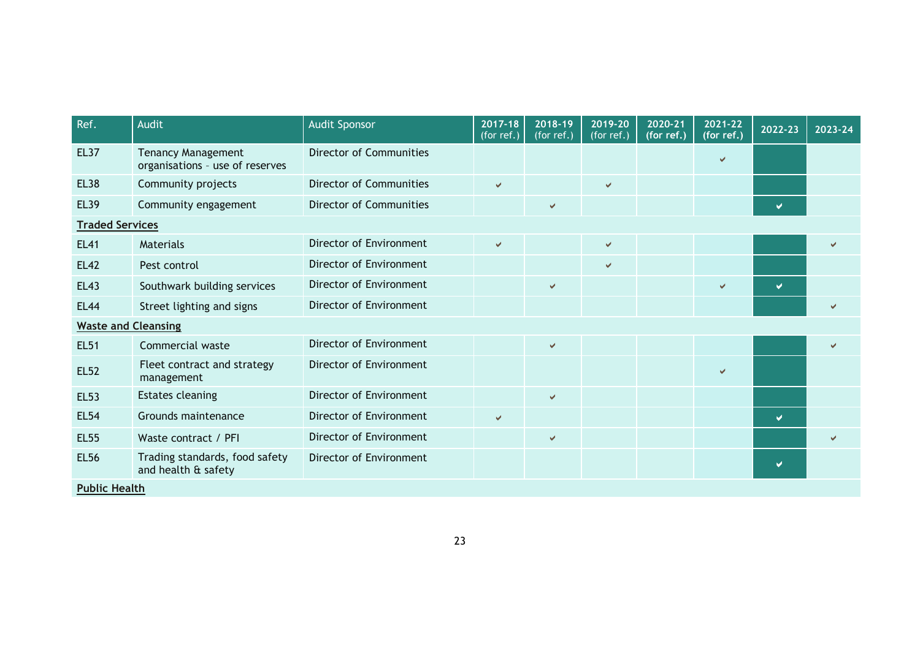| Ref. | Audit | Audit Sponsor | 2017-18 (for ref.) | 2018-19 (for ref.) | 2019-20 (for ref.) | 2020-21 (for ref.) | 2021-22 (for ref.) | 2022-23 | 2023-24 |
|---|---|---|---|---|---|---|---|---|---|
| EL37 | Tenancy Management organisations – use of reserves | Director of Communities | | | | | ✔ | | |
| EL38 | Community projects | Director of Communities | ✔ | | ✔ | | | | |
| EL39 | Community engagement | Director of Communities | | ✔ | | | | ✔ | |
| **Traded Services** | | | | | | | | | |
| EL41 | Materials | Director of Environment | ✔ | | ✔ | | | | ✔ |
| EL42 | Pest control | Director of Environment | | | ✔ | | | | |
| EL43 | Southwark building services | Director of Environment | | ✔ | | | ✔ | ✔ | |
| EL44 | Street lighting and signs | Director of Environment | | | | | | | ✔ |
| **Waste and Cleansing** | | | | | | | | | |
| EL51 | Commercial waste | Director of Environment | | ✔ | | | | | ✔ |
| EL52 | Fleet contract and strategy management | Director of Environment | | | | | ✔ | | |
| EL53 | Estates cleaning | Director of Environment | | ✔ | | | | | |
| EL54 | Grounds maintenance | Director of Environment | ✔ | | | | | ✔ | |
| EL55 | Waste contract / PFI | Director of Environment | | ✔ | | | | | ✔ |
| EL56 | Trading standards, food safety and health & safety | Director of Environment | | | | | | ✔ | |
| **Public Health** | | | | | | | | | |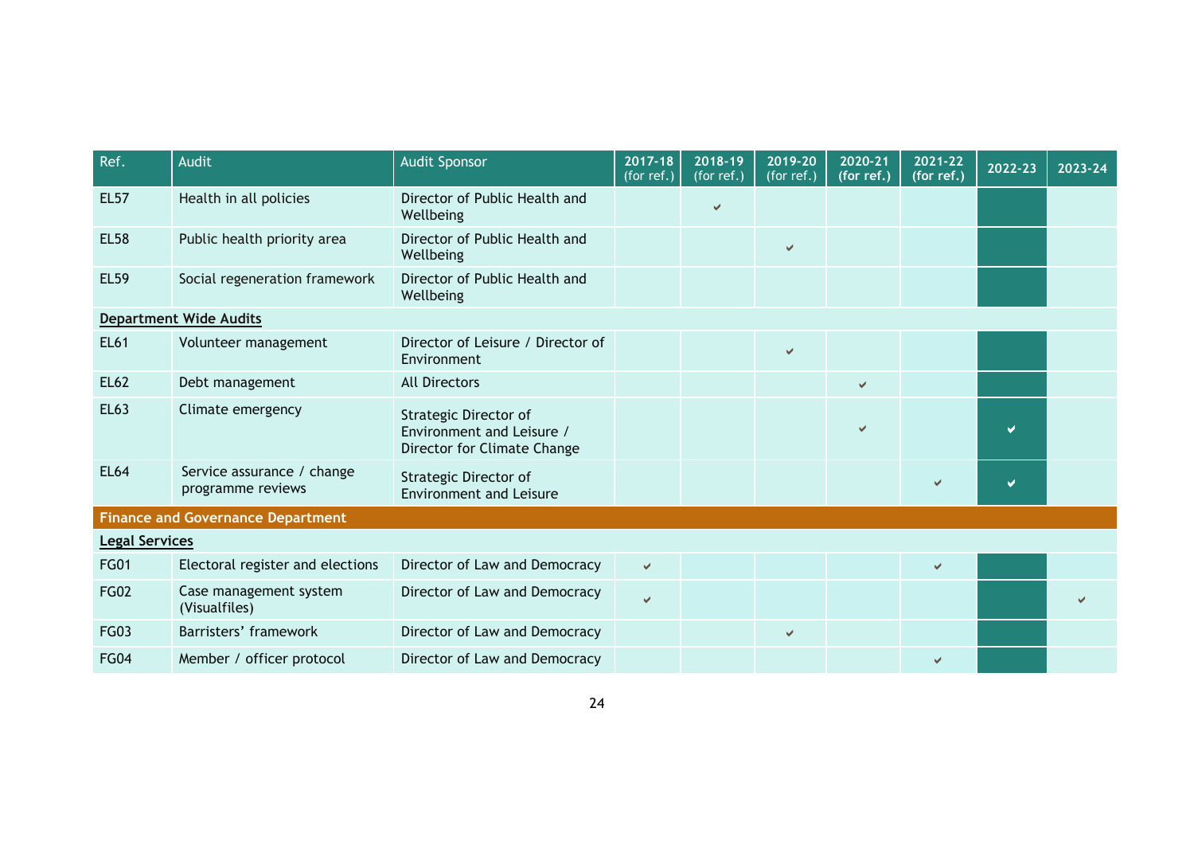| Ref. | Audit | Audit Sponsor | 2017-18 (for ref.) | 2018-19 (for ref.) | 2019-20 (for ref.) | 2020-21 (for ref.) | 2021-22 (for ref.) | 2022-23 | 2023-24 |
|---|---|---|---|---|---|---|---|---|---|
| EL57 | Health in all policies | Director of Public Health and Wellbeing | | ✔ | | | | | |
| EL58 | Public health priority area | Director of Public Health and Wellbeing | | | ✔ | | | | |
| EL59 | Social regeneration framework | Director of Public Health and Wellbeing | | | | | | | |
| **Department Wide Audits** | | | | | | | | | |
| EL61 | Volunteer management | Director of Leisure / Director of Environment | | | ✔ | | | | |
| EL62 | Debt management | All Directors | | | | ✔ | | | |
| EL63 | Climate emergency | Strategic Director of Environment and Leisure / Director for Climate Change | | | | ✔ | | ✔ | |
| EL64 | Service assurance / change programme reviews | Strategic Director of Environment and Leisure | | | | | ✔ | ✔ | |
| **Finance and Governance Department** | | | | | | | | | |
| **Legal Services** | | | | | | | | | |
| FG01 | Electoral register and elections | Director of Law and Democracy | ✔ | | | | ✔ | | |
| FG02 | Case management system (Visualfiles) | Director of Law and Democracy | ✔ | | | | | | ✔ |
| FG03 | Barristers' framework | Director of Law and Democracy | | | ✔ | | | | |
| FG04 | Member / officer protocol | Director of Law and Democracy | | | | | ✔ | | |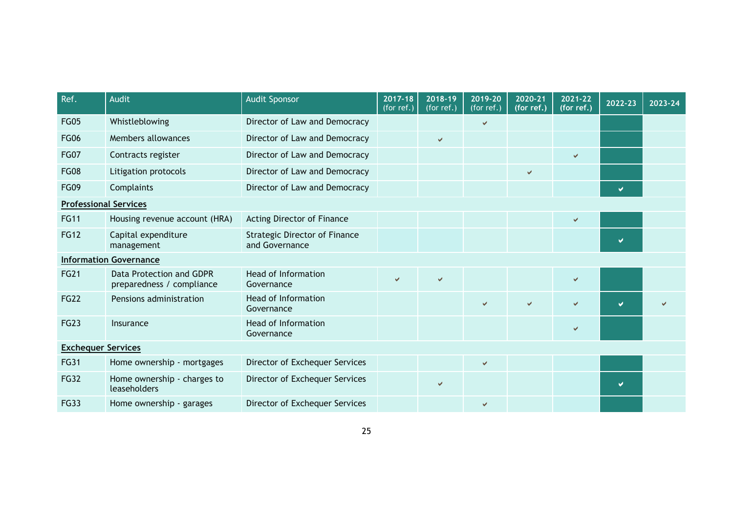| Ref. | Audit | Audit Sponsor | 2017-18 (for ref.) | 2018-19 (for ref.) | 2019-20 (for ref.) | 2020-21 (for ref.) | 2021-22 (for ref.) | 2022-23 | 2023-24 |
|---|---|---|---|---|---|---|---|---|---|
| FG05 | Whistleblowing | Director of Law and Democracy | | | ✔ | | | | |
| FG06 | Members allowances | Director of Law and Democracy | | ✔ | | | | | |
| FG07 | Contracts register | Director of Law and Democracy | | | | | ✔ | | |
| FG08 | Litigation protocols | Director of Law and Democracy | | | | ✔ | | | |
| FG09 | Complaints | Director of Law and Democracy | | | | | | ✔ | |
| **Professional Services** | | | | | | | | | |
| FG11 | Housing revenue account (HRA) | Acting Director of Finance | | | | | ✔ | | |
| FG12 | Capital expenditure management | Strategic Director of Finance and Governance | | | | | | ✔ | |
| **Information Governance** | | | | | | | | | |
| FG21 | Data Protection and GDPR preparedness / compliance | Head of Information Governance | ✔ | ✔ | | | ✔ | | |
| FG22 | Pensions administration | Head of Information Governance | | | ✔ | ✔ | ✔ | ✔ | ✔ |
| FG23 | Insurance | Head of Information Governance | | | | | ✔ | | |
| **Exchequer Services** | | | | | | | | | |
| FG31 | Home ownership - mortgages | Director of Exchequer Services | | | ✔ | | | | |
| FG32 | Home ownership - charges to leaseholders | Director of Exchequer Services | | ✔ | | | | ✔ | |
| FG33 | Home ownership - garages | Director of Exchequer Services | | | ✔ | | | | |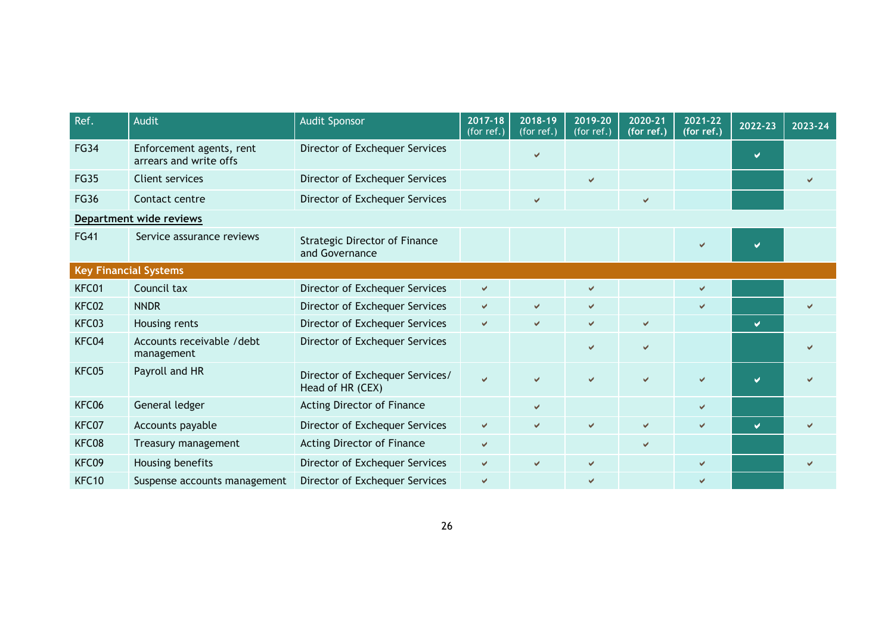| Ref. | Audit | Audit Sponsor | 2017-18 (for ref.) | 2018-19 (for ref.) | 2019-20 (for ref.) | 2020-21 (for ref.) | 2021-22 (for ref.) | 2022-23 | 2023-24 |
|---|---|---|---|---|---|---|---|---|---|
| FG34 | Enforcement agents, rent arrears and write offs | Director of Exchequer Services | | ✔ | | | | ✔ | |
| FG35 | Client services | Director of Exchequer Services | | | ✔ | | | | ✔ |
| FG36 | Contact centre | Director of Exchequer Services | | ✔ | | ✔ | | | |
| **Department wide reviews** | | | | | | | | | |
| FG41 | Service assurance reviews | Strategic Director of Finance and Governance | | | | | ✔ | ✔ | |
| **Key Financial Systems** | | | | | | | | | |
| KFC01 | Council tax | Director of Exchequer Services | ✔ | | ✔ | | ✔ | | |
| KFC02 | NNDR | Director of Exchequer Services | ✔ | ✔ | ✔ | | ✔ | | ✔ |
| KFC03 | Housing rents | Director of Exchequer Services | ✔ | ✔ | ✔ | ✔ | | ✔ | |
| KFC04 | Accounts receivable /debt management | Director of Exchequer Services | | | ✔ | ✔ | | | ✔ |
| KFC05 | Payroll and HR | Director of Exchequer Services/ Head of HR (CEX) | ✔ | ✔ | ✔ | ✔ | ✔ | ✔ | ✔ |
| KFC06 | General ledger | Acting Director of Finance | | ✔ | | | ✔ | | |
| KFC07 | Accounts payable | Director of Exchequer Services | ✔ | ✔ | ✔ | ✔ | ✔ | ✔ | ✔ |
| KFC08 | Treasury management | Acting Director of Finance | ✔ | | | ✔ | | | |
| KFC09 | Housing benefits | Director of Exchequer Services | ✔ | ✔ | ✔ | | ✔ | | ✔ |
| KFC10 | Suspense accounts management | Director of Exchequer Services | ✔ | | ✔ | | ✔ | | |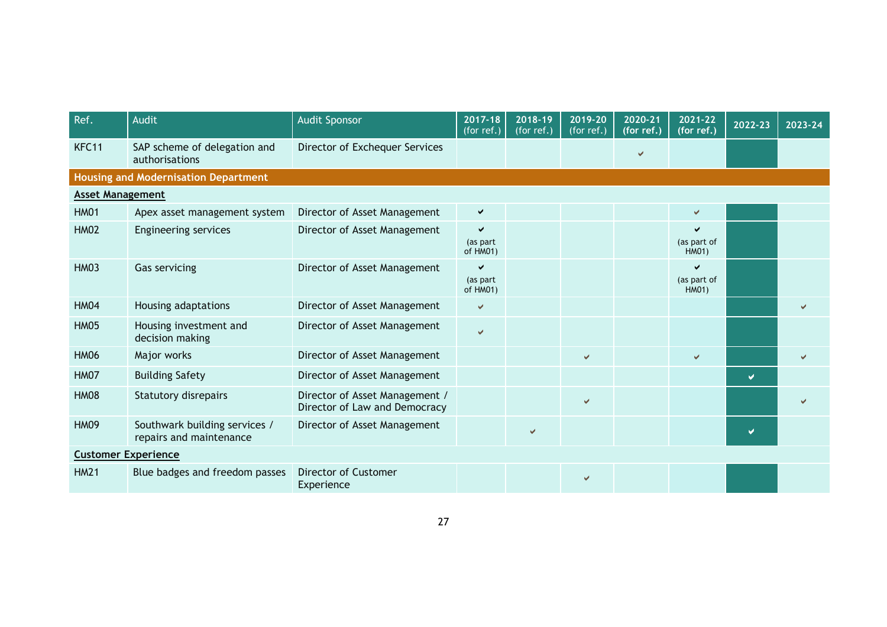| Ref. | Audit | Audit Sponsor | 2017-18 (for ref.) | 2018-19 (for ref.) | 2019-20 (for ref.) | 2020-21 (for ref.) | 2021-22 (for ref.) | 2022-23 | 2023-24 |
|---|---|---|---|---|---|---|---|---|---|
| KFC11 | SAP scheme of delegation and authorisations | Director of Exchequer Services | | | | ✔ | | | |
| **Housing and Modernisation Department** | | | | | | | | | |
| **Asset Management** | | | | | | | | | |
| HM01 | Apex asset management system | Director of Asset Management | ✔ | | | | ✔ | | |
| HM02 | Engineering services | Director of Asset Management | ✔ (as part of HM01) | | | | ✔ (as part of HM01) | | |
| HM03 | Gas servicing | Director of Asset Management | ✔ (as part of HM01) | | | | ✔ (as part of HM01) | | |
| HM04 | Housing adaptations | Director of Asset Management | ✔ | | | | | | ✔ |
| HM05 | Housing investment and decision making | Director of Asset Management | ✔ | | | | | | |
| HM06 | Major works | Director of Asset Management | | | ✔ | | ✔ | | ✔ |
| HM07 | Building Safety | Director of Asset Management | | | | | | ✔ | |
| HM08 | Statutory disrepairs | Director of Asset Management / Director of Law and Democracy | | | ✔ | | | | ✔ |
| HM09 | Southwark building services / repairs and maintenance | Director of Asset Management | | ✔ | | | | ✔ | |
| **Customer Experience** | | | | | | | | | |
| HM21 | Blue badges and freedom passes | Director of Customer Experience | | | ✔ | | | | |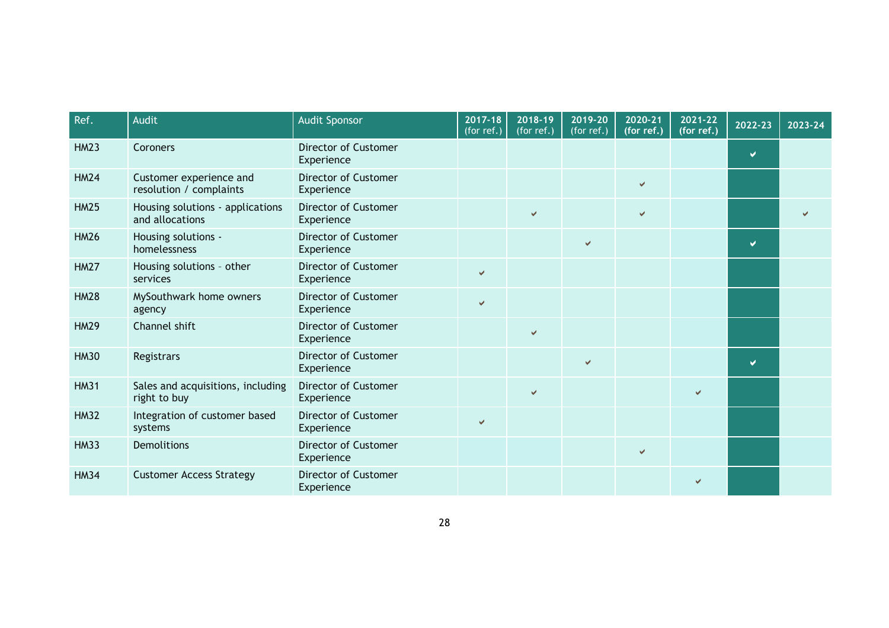| Ref. | Audit | Audit Sponsor | 2017-18 (for ref.) | 2018-19 (for ref.) | 2019-20 (for ref.) | 2020-21 (for ref.) | 2021-22 (for ref.) | 2022-23 | 2023-24 |
|---|---|---|---|---|---|---|---|---|---|
| HM23 | Coroners | Director of Customer Experience | | | | | | ✔ | |
| HM24 | Customer experience and resolution / complaints | Director of Customer Experience | | | | ✔ | | | |
| HM25 | Housing solutions - applications and allocations | Director of Customer Experience | | ✔ | | ✔ | | | ✔ |
| HM26 | Housing solutions - homelessness | Director of Customer Experience | | | ✔ | | | ✔ | |
| HM27 | Housing solutions – other services | Director of Customer Experience | ✔ | | | | | | |
| HM28 | MySouthwark home owners agency | Director of Customer Experience | ✔ | | | | | | |
| HM29 | Channel shift | Director of Customer Experience | | ✔ | | | | | |
| HM30 | Registrars | Director of Customer Experience | | | ✔ | | | ✔ | |
| HM31 | Sales and acquisitions, including right to buy | Director of Customer Experience | | ✔ | | | ✔ | | |
| HM32 | Integration of customer based systems | Director of Customer Experience | ✔ | | | | | | |
| HM33 | Demolitions | Director of Customer Experience | | | | ✔ | | | |
| HM34 | Customer Access Strategy | Director of Customer Experience | | | | | ✔ | | |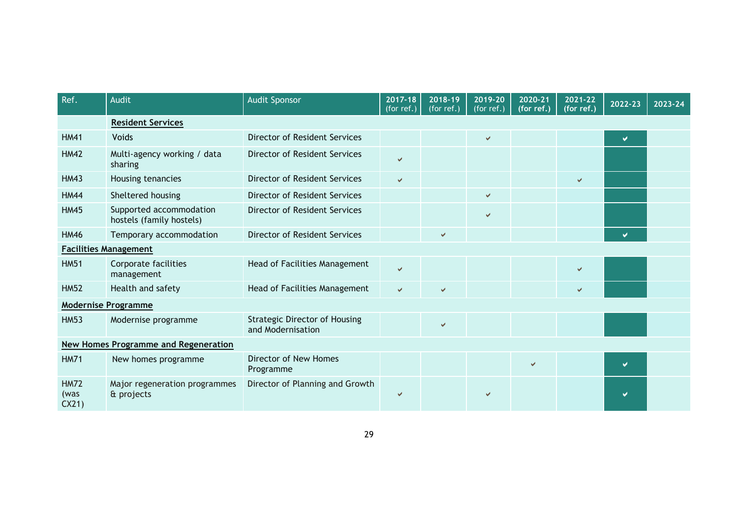| Ref. | Audit | Audit Sponsor | 2017-18 (for ref.) | 2018-19 (for ref.) | 2019-20 (for ref.) | 2020-21 (for ref.) | 2021-22 (for ref.) | 2022-23 | 2023-24 |
|---|---|---|---|---|---|---|---|---|---|
| | **Resident Services** | | | | | | | | |
| HM41 | Voids | Director of Resident Services | | | ✔ | | | ✔ | |
| HM42 | Multi-agency working / data sharing | Director of Resident Services | ✔ | | | | | | |
| HM43 | Housing tenancies | Director of Resident Services | ✔ | | | | ✔ | | |
| HM44 | Sheltered housing | Director of Resident Services | | | ✔ | | | | |
| HM45 | Supported accommodation hostels (family hostels) | Director of Resident Services | | | ✔ | | | | |
| HM46 | Temporary accommodation | Director of Resident Services | | ✔ | | | | ✔ | |
| **Facilities Management** | | | | | | | | | |
| HM51 | Corporate facilities management | Head of Facilities Management | ✔ | | | | ✔ | | |
| HM52 | Health and safety | Head of Facilities Management | ✔ | ✔ | | | ✔ | | |
| **Modernise Programme** | | | | | | | | | |
| HM53 | Modernise programme | Strategic Director of Housing and Modernisation | | ✔ | | | | | |
| **New Homes Programme and Regeneration** | | | | | | | | | |
| HM71 | New homes programme | Director of New Homes Programme | | | | ✔ | | ✔ | |
| HM72 (was CX21) | Major regeneration programmes & projects | Director of Planning and Growth | ✔ | | ✔ | | | ✔ | |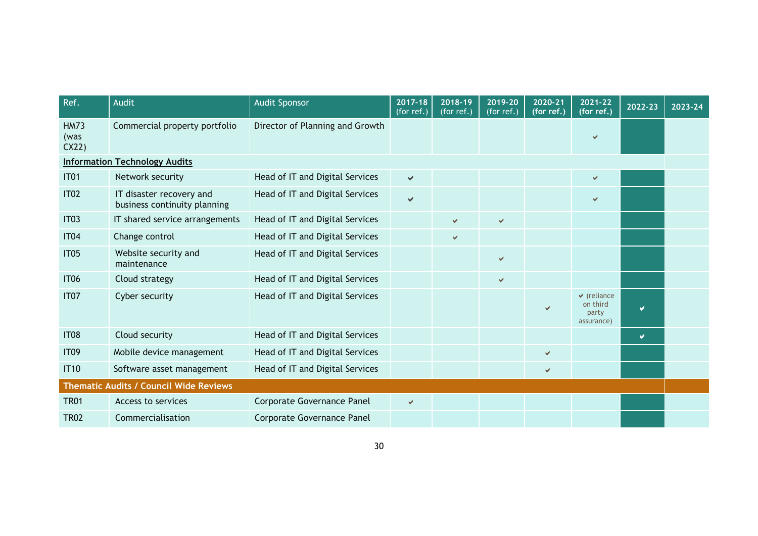| Ref. | Audit | Audit Sponsor | 2017-18 (for ref.) | 2018-19 (for ref.) | 2019-20 (for ref.) | 2020-21 (for ref.) | 2021-22 (for ref.) | 2022-23 | 2023-24 |
|---|---|---|---|---|---|---|---|---|---|
| HM73 (was CX22) | Commercial property portfolio | Director of Planning and Growth | | | | | ✔ | | |
| **Information Technology Audits** | | | | | | | | | |
| IT01 | Network security | Head of IT and Digital Services | ✔ | | | | ✔ | | |
| IT02 | IT disaster recovery and business continuity planning | Head of IT and Digital Services | ✔ | | | | ✔ | | |
| IT03 | IT shared service arrangements | Head of IT and Digital Services | | ✔ | ✔ | | | | |
| IT04 | Change control | Head of IT and Digital Services | | ✔ | | | | | |
| IT05 | Website security and maintenance | Head of IT and Digital Services | | | ✔ | | | | |
| IT06 | Cloud strategy | Head of IT and Digital Services | | | ✔ | | | | |
| IT07 | Cyber security | Head of IT and Digital Services | | | | ✔ | ✔ (reliance on third party assurance) | ✔ | |
| IT08 | Cloud security | Head of IT and Digital Services | | | | | | ✔ | |
| IT09 | Mobile device management | Head of IT and Digital Services | | | | ✔ | | | |
| IT10 | Software asset management | Head of IT and Digital Services | | | | ✔ | | | |
| **Thematic Audits / Council Wide Reviews** | | | | | | | | | |
| TR01 | Access to services | Corporate Governance Panel | ✔ | | | | | | |
| TR02 | Commercialisation | Corporate Governance Panel | | | | | | | |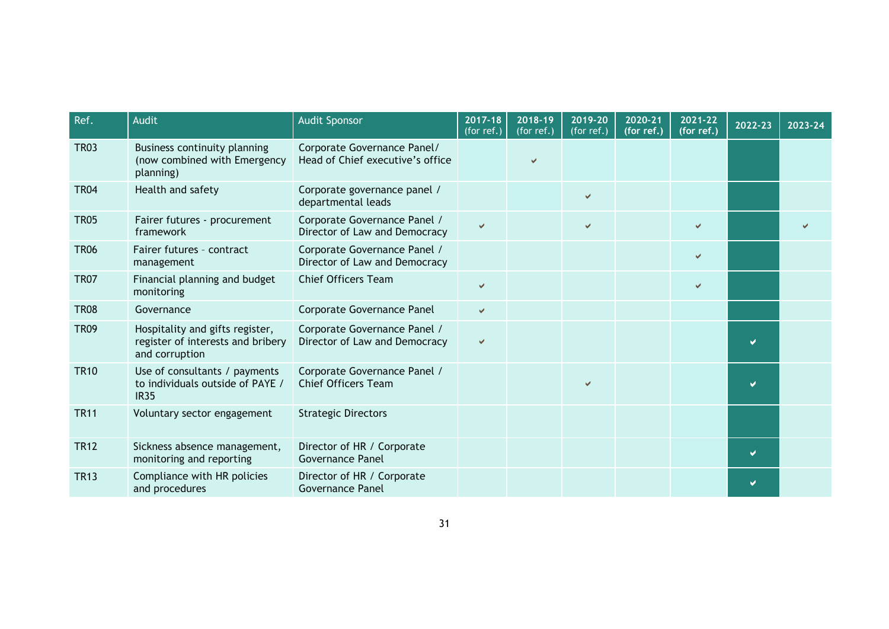| Ref. | Audit | Audit Sponsor | 2017-18 (for ref.) | 2018-19 (for ref.) | 2019-20 (for ref.) | 2020-21 (for ref.) | 2021-22 (for ref.) | 2022-23 | 2023-24 |
|---|---|---|---|---|---|---|---|---|---|
| TR03 | Business continuity planning (now combined with Emergency planning) | Corporate Governance Panel/ Head of Chief executive's office | | ✔ | | | | | |
| TR04 | Health and safety | Corporate governance panel / departmental leads | | | ✔ | | | | |
| TR05 | Fairer futures - procurement framework | Corporate Governance Panel / Director of Law and Democracy | ✔ | | ✔ | | ✔ | | ✔ |
| TR06 | Fairer futures - contract management | Corporate Governance Panel / Director of Law and Democracy | | | | | ✔ | | |
| TR07 | Financial planning and budget monitoring | Chief Officers Team | ✔ | | | | ✔ | | |
| TR08 | Governance | Corporate Governance Panel | ✔ | | | | | | |
| TR09 | Hospitality and gifts register, register of interests and bribery and corruption | Corporate Governance Panel / Director of Law and Democracy | ✔ | | | | | ✔ | |
| TR10 | Use of consultants / payments to individuals outside of PAYE / IR35 | Corporate Governance Panel / Chief Officers Team | | | ✔ | | | ✔ | |
| TR11 | Voluntary sector engagement | Strategic Directors | | | | | | | |
| TR12 | Sickness absence management, monitoring and reporting | Director of HR / Corporate Governance Panel | | | | | | ✔ | |
| TR13 | Compliance with HR policies and procedures | Director of HR / Corporate Governance Panel | | | | | | ✔ | |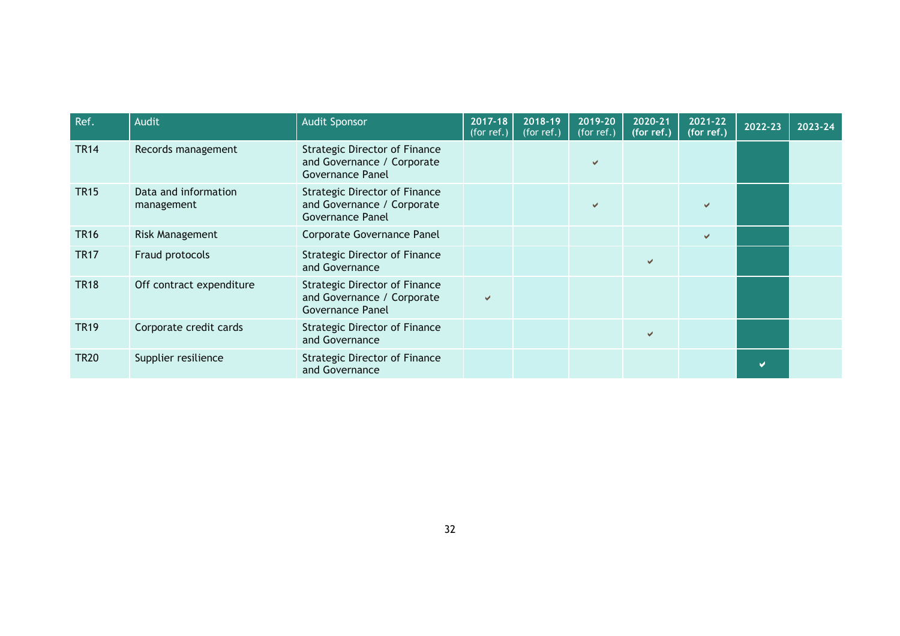| Ref. | Audit | Audit Sponsor | 2017-18 (for ref.) | 2018-19 (for ref.) | 2019-20 (for ref.) | 2020-21 (for ref.) | 2021-22 (for ref.) | 2022-23 | 2023-24 |
|---|---|---|---|---|---|---|---|---|---|
| TR14 | Records management | Strategic Director of Finance and Governance / Corporate Governance Panel | | | ✔ | | | | |
| TR15 | Data and information management | Strategic Director of Finance and Governance / Corporate Governance Panel | | | ✔ | | ✔ | | |
| TR16 | Risk Management | Corporate Governance Panel | | | | | ✔ | | |
| TR17 | Fraud protocols | Strategic Director of Finance and Governance | | | | ✔ | | | |
| TR18 | Off contract expenditure | Strategic Director of Finance and Governance / Corporate Governance Panel | ✔ | | | | | | |
| TR19 | Corporate credit cards | Strategic Director of Finance and Governance | | | | ✔ | | | |
| TR20 | Supplier resilience | Strategic Director of Finance and Governance | | | | | | ✔ | |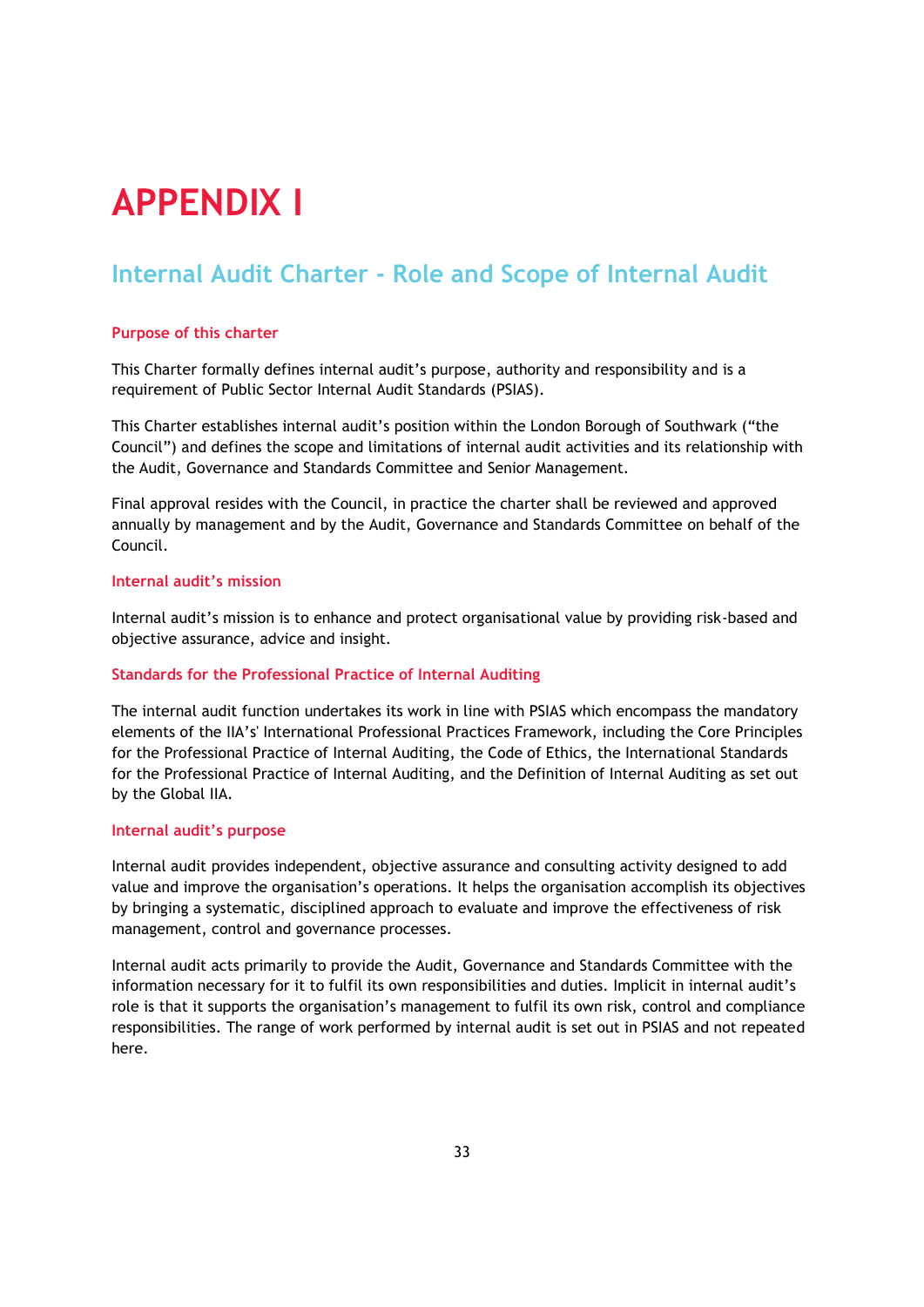# APPENDIX I

## Internal Audit Charter - Role and Scope of Internal Audit

### Purpose of this charter

This Charter formally defines internal audit's purpose, authority and responsibility and is a requirement of Public Sector Internal Audit Standards (PSIAS).

This Charter establishes internal audit's position within the London Borough of Southwark ("the Council") and defines the scope and limitations of internal audit activities and its relationship with the Audit, Governance and Standards Committee and Senior Management.

Final approval resides with the Council, in practice the charter shall be reviewed and approved annually by management and by the Audit, Governance and Standards Committee on behalf of the Council.

### Internal audit's mission

Internal audit's mission is to enhance and protect organisational value by providing risk-based and objective assurance, advice and insight.

### Standards for the Professional Practice of Internal Auditing

The internal audit function undertakes its work in line with PSIAS which encompass the mandatory elements of the IIA's' International Professional Practices Framework, including the Core Principles for the Professional Practice of Internal Auditing, the Code of Ethics, the International Standards for the Professional Practice of Internal Auditing, and the Definition of Internal Auditing as set out by the Global IIA.

### Internal audit's purpose

Internal audit provides independent, objective assurance and consulting activity designed to add value and improve the organisation's operations. It helps the organisation accomplish its objectives by bringing a systematic, disciplined approach to evaluate and improve the effectiveness of risk management, control and governance processes.

Internal audit acts primarily to provide the Audit, Governance and Standards Committee with the information necessary for it to fulfil its own responsibilities and duties. Implicit in internal audit's role is that it supports the organisation's management to fulfil its own risk, control and compliance responsibilities. The range of work performed by internal audit is set out in PSIAS and not repeated here.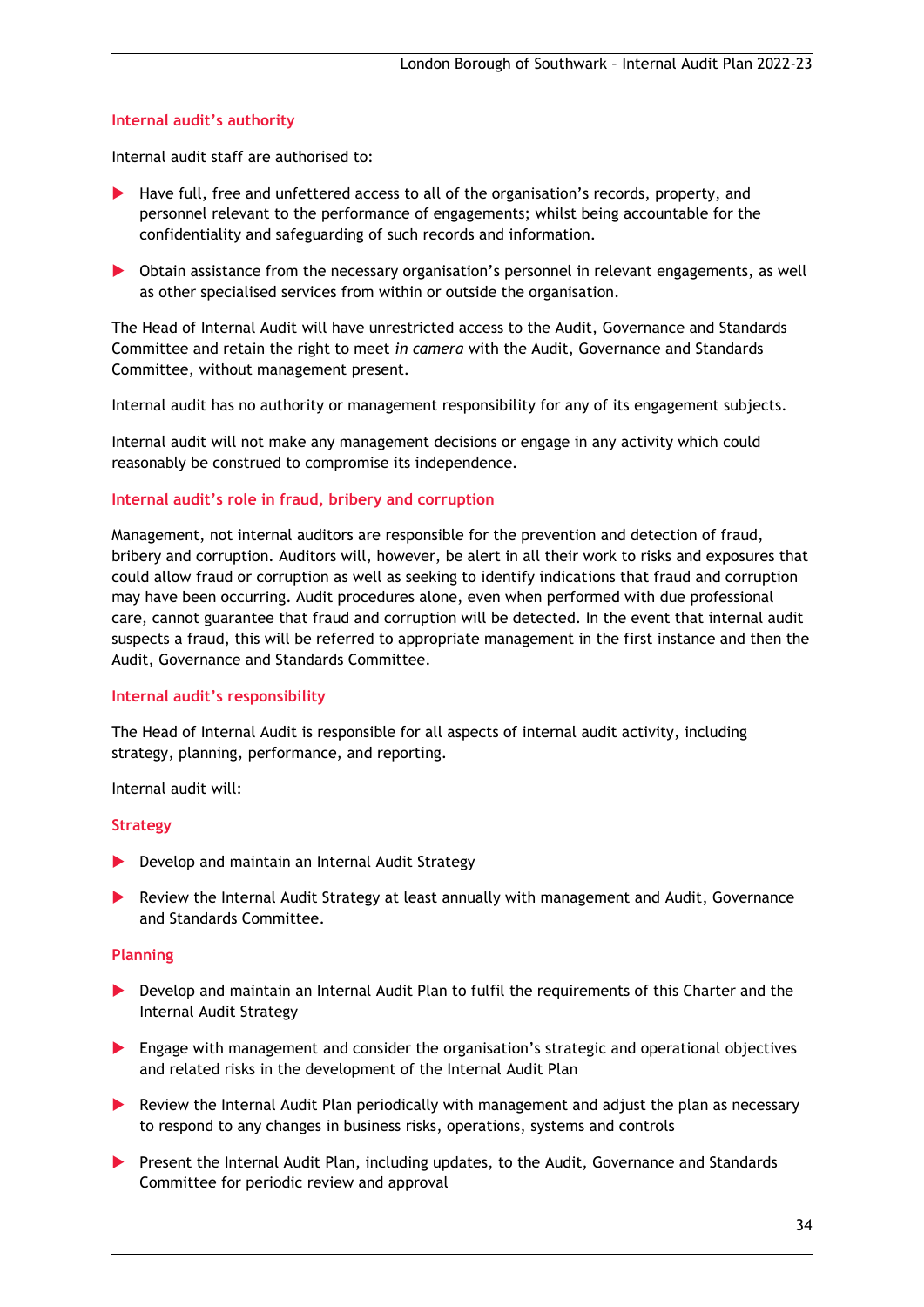### Internal audit's authority

Internal audit staff are authorised to:

- Have full, free and unfettered access to all of the organisation's records, property, and personnel relevant to the performance of engagements; whilst being accountable for the confidentiality and safeguarding of such records and information.
- Obtain assistance from the necessary organisation's personnel in relevant engagements, as well as other specialised services from within or outside the organisation.

The Head of Internal Audit will have unrestricted access to the Audit, Governance and Standards Committee and retain the right to meet *in camera* with the Audit, Governance and Standards Committee, without management present.

Internal audit has no authority or management responsibility for any of its engagement subjects.

Internal audit will not make any management decisions or engage in any activity which could reasonably be construed to compromise its independence.

### Internal audit's role in fraud, bribery and corruption

Management, not internal auditors are responsible for the prevention and detection of fraud, bribery and corruption. Auditors will, however, be alert in all their work to risks and exposures that could allow fraud or corruption as well as seeking to identify indications that fraud and corruption may have been occurring. Audit procedures alone, even when performed with due professional care, cannot guarantee that fraud and corruption will be detected. In the event that internal audit suspects a fraud, this will be referred to appropriate management in the first instance and then the Audit, Governance and Standards Committee.

### Internal audit's responsibility

The Head of Internal Audit is responsible for all aspects of internal audit activity, including strategy, planning, performance, and reporting.

Internal audit will:

#### Strategy

- Develop and maintain an Internal Audit Strategy
- Review the Internal Audit Strategy at least annually with management and Audit, Governance and Standards Committee.

#### Planning

- Develop and maintain an Internal Audit Plan to fulfil the requirements of this Charter and the Internal Audit Strategy
- Engage with management and consider the organisation's strategic and operational objectives and related risks in the development of the Internal Audit Plan
- Review the Internal Audit Plan periodically with management and adjust the plan as necessary to respond to any changes in business risks, operations, systems and controls
- Present the Internal Audit Plan, including updates, to the Audit, Governance and Standards Committee for periodic review and approval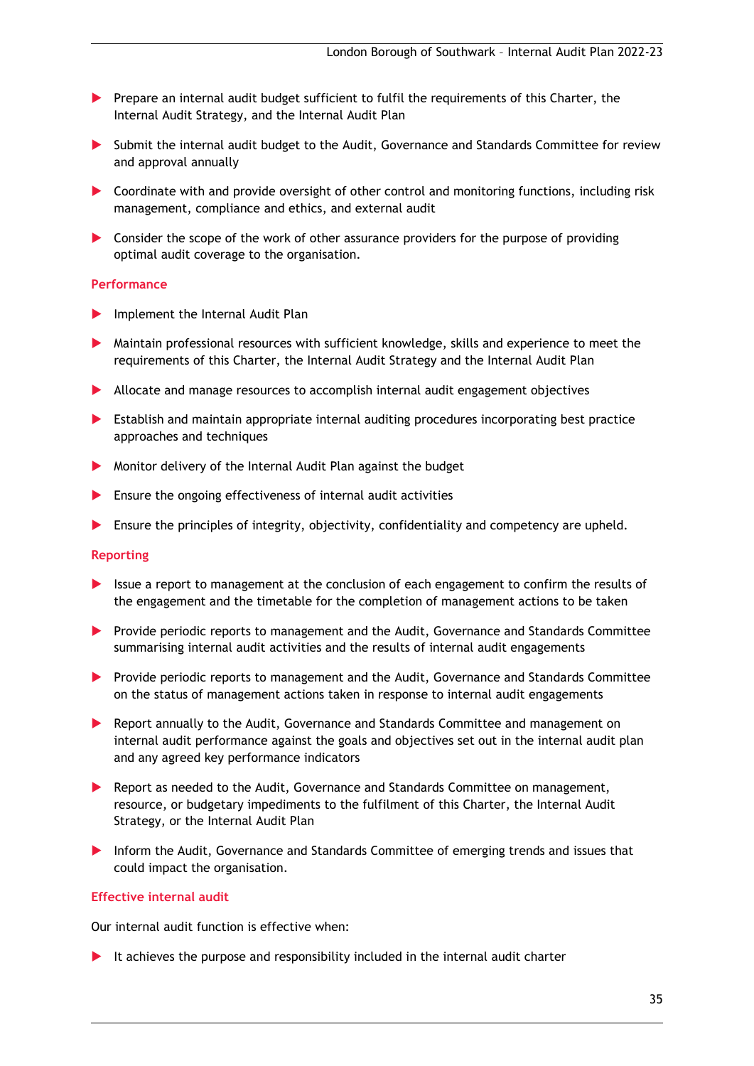- Prepare an internal audit budget sufficient to fulfil the requirements of this Charter, the Internal Audit Strategy, and the Internal Audit Plan
- Submit the internal audit budget to the Audit, Governance and Standards Committee for review and approval annually
- Coordinate with and provide oversight of other control and monitoring functions, including risk management, compliance and ethics, and external audit
- Consider the scope of the work of other assurance providers for the purpose of providing optimal audit coverage to the organisation.

### Performance

- Implement the Internal Audit Plan
- Maintain professional resources with sufficient knowledge, skills and experience to meet the requirements of this Charter, the Internal Audit Strategy and the Internal Audit Plan
- Allocate and manage resources to accomplish internal audit engagement objectives
- Establish and maintain appropriate internal auditing procedures incorporating best practice approaches and techniques
- Monitor delivery of the Internal Audit Plan against the budget
- Ensure the ongoing effectiveness of internal audit activities
- Ensure the principles of integrity, objectivity, confidentiality and competency are upheld.

### Reporting

- Issue a report to management at the conclusion of each engagement to confirm the results of the engagement and the timetable for the completion of management actions to be taken
- Provide periodic reports to management and the Audit, Governance and Standards Committee summarising internal audit activities and the results of internal audit engagements
- Provide periodic reports to management and the Audit, Governance and Standards Committee on the status of management actions taken in response to internal audit engagements
- Report annually to the Audit, Governance and Standards Committee and management on internal audit performance against the goals and objectives set out in the internal audit plan and any agreed key performance indicators
- Report as needed to the Audit, Governance and Standards Committee on management, resource, or budgetary impediments to the fulfilment of this Charter, the Internal Audit Strategy, or the Internal Audit Plan
- Inform the Audit, Governance and Standards Committee of emerging trends and issues that could impact the organisation.

### Effective internal audit

Our internal audit function is effective when:

- It achieves the purpose and responsibility included in the internal audit charter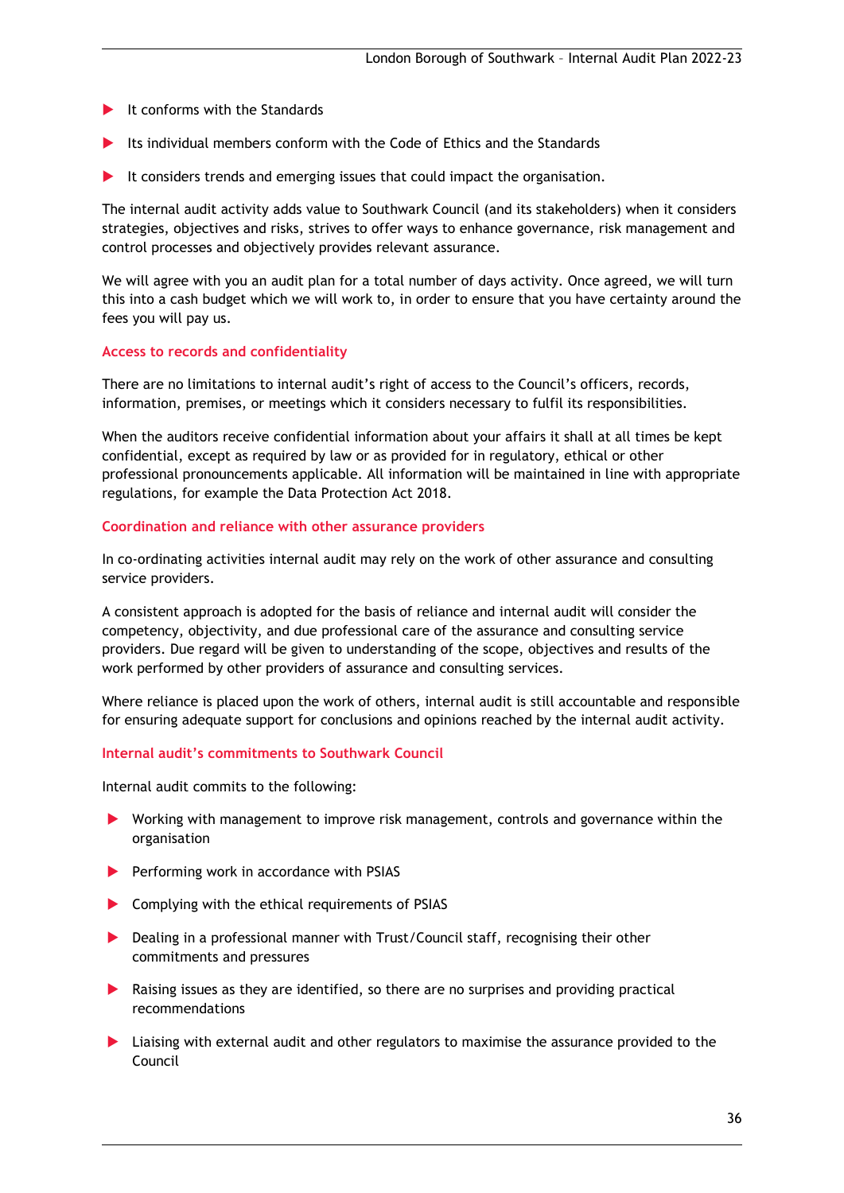- It conforms with the Standards
- Its individual members conform with the Code of Ethics and the Standards
- It considers trends and emerging issues that could impact the organisation.

The internal audit activity adds value to Southwark Council (and its stakeholders) when it considers strategies, objectives and risks, strives to offer ways to enhance governance, risk management and control processes and objectively provides relevant assurance.

We will agree with you an audit plan for a total number of days activity. Once agreed, we will turn this into a cash budget which we will work to, in order to ensure that you have certainty around the fees you will pay us.

### Access to records and confidentiality

There are no limitations to internal audit's right of access to the Council's officers, records, information, premises, or meetings which it considers necessary to fulfil its responsibilities.

When the auditors receive confidential information about your affairs it shall at all times be kept confidential, except as required by law or as provided for in regulatory, ethical or other professional pronouncements applicable. All information will be maintained in line with appropriate regulations, for example the Data Protection Act 2018.

### Coordination and reliance with other assurance providers

In co-ordinating activities internal audit may rely on the work of other assurance and consulting service providers.

A consistent approach is adopted for the basis of reliance and internal audit will consider the competency, objectivity, and due professional care of the assurance and consulting service providers. Due regard will be given to understanding of the scope, objectives and results of the work performed by other providers of assurance and consulting services.

Where reliance is placed upon the work of others, internal audit is still accountable and responsible for ensuring adequate support for conclusions and opinions reached by the internal audit activity.

### Internal audit's commitments to Southwark Council

Internal audit commits to the following:

- Working with management to improve risk management, controls and governance within the organisation
- Performing work in accordance with PSIAS
- Complying with the ethical requirements of PSIAS
- Dealing in a professional manner with Trust/Council staff, recognising their other commitments and pressures
- Raising issues as they are identified, so there are no surprises and providing practical recommendations
- Liaising with external audit and other regulators to maximise the assurance provided to the Council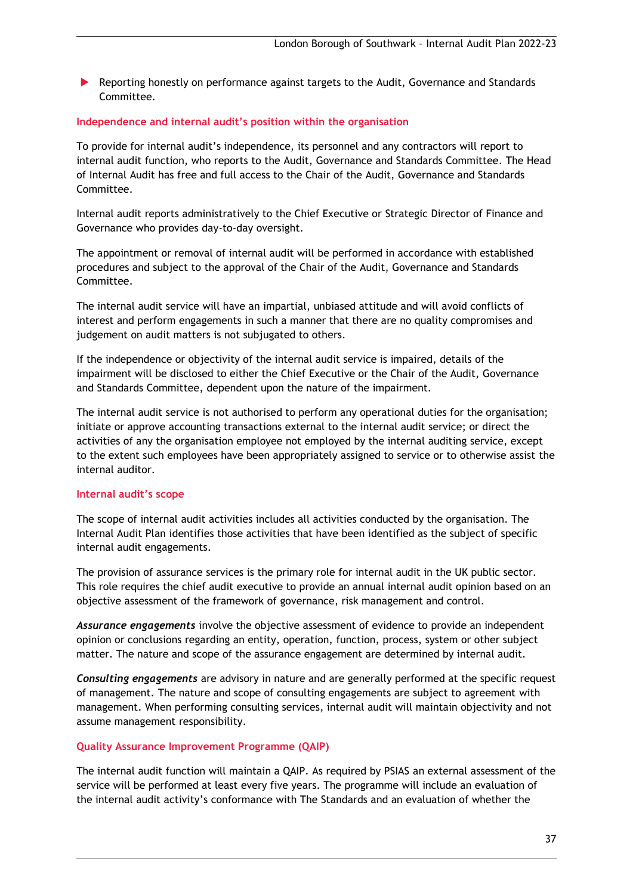- Reporting honestly on performance against targets to the Audit, Governance and Standards Committee.

### Independence and internal audit's position within the organisation

To provide for internal audit's independence, its personnel and any contractors will report to internal audit function, who reports to the Audit, Governance and Standards Committee. The Head of Internal Audit has free and full access to the Chair of the Audit, Governance and Standards Committee.

Internal audit reports administratively to the Chief Executive or Strategic Director of Finance and Governance who provides day-to-day oversight.

The appointment or removal of internal audit will be performed in accordance with established procedures and subject to the approval of the Chair of the Audit, Governance and Standards Committee.

The internal audit service will have an impartial, unbiased attitude and will avoid conflicts of interest and perform engagements in such a manner that there are no quality compromises and judgement on audit matters is not subjugated to others.

If the independence or objectivity of the internal audit service is impaired, details of the impairment will be disclosed to either the Chief Executive or the Chair of the Audit, Governance and Standards Committee, dependent upon the nature of the impairment.

The internal audit service is not authorised to perform any operational duties for the organisation; initiate or approve accounting transactions external to the internal audit service; or direct the activities of any the organisation employee not employed by the internal auditing service, except to the extent such employees have been appropriately assigned to service or to otherwise assist the internal auditor.

### Internal audit's scope

The scope of internal audit activities includes all activities conducted by the organisation. The Internal Audit Plan identifies those activities that have been identified as the subject of specific internal audit engagements.

The provision of assurance services is the primary role for internal audit in the UK public sector. This role requires the chief audit executive to provide an annual internal audit opinion based on an objective assessment of the framework of governance, risk management and control.

***Assurance engagements*** involve the objective assessment of evidence to provide an independent opinion or conclusions regarding an entity, operation, function, process, system or other subject matter. The nature and scope of the assurance engagement are determined by internal audit.

***Consulting engagements*** are advisory in nature and are generally performed at the specific request of management. The nature and scope of consulting engagements are subject to agreement with management. When performing consulting services, internal audit will maintain objectivity and not assume management responsibility.

### Quality Assurance Improvement Programme (QAIP)

The internal audit function will maintain a QAIP. As required by PSIAS an external assessment of the service will be performed at least every five years. The programme will include an evaluation of the internal audit activity's conformance with The Standards and an evaluation of whether the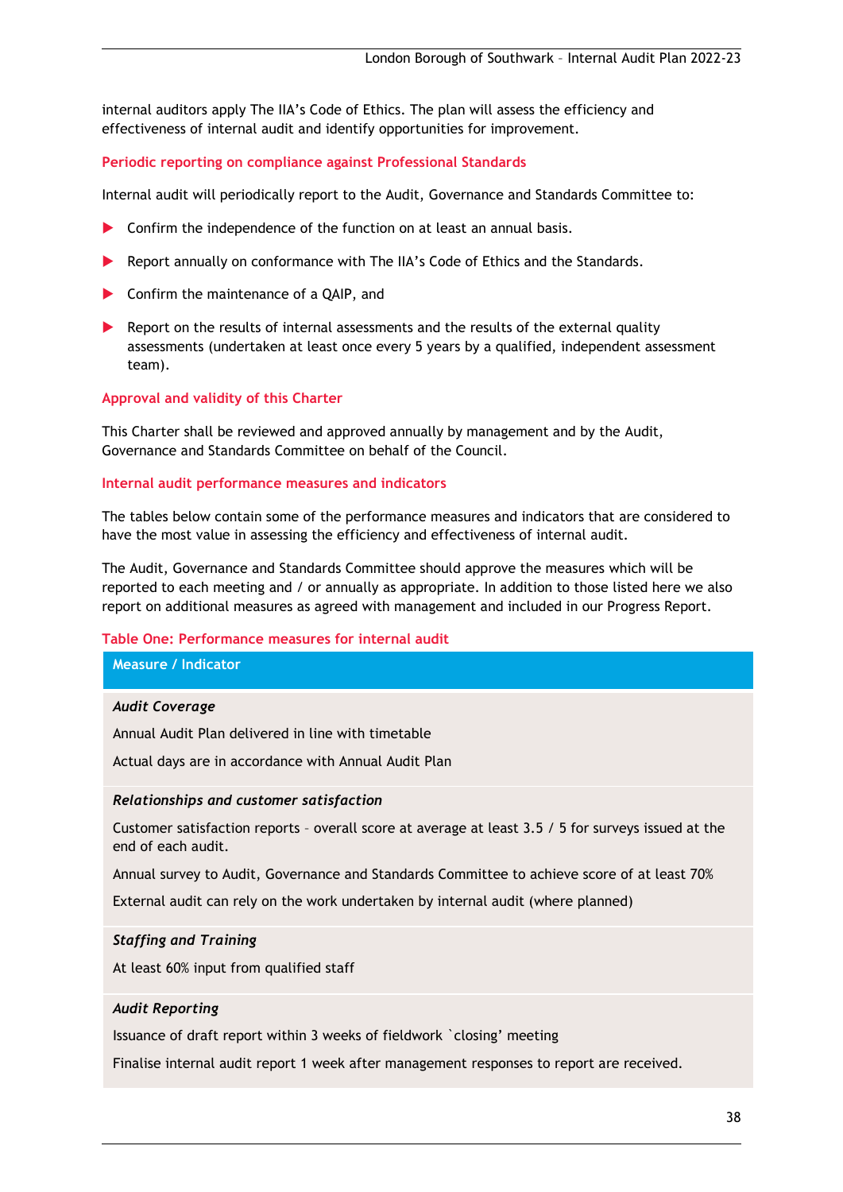internal auditors apply The IIA's Code of Ethics. The plan will assess the efficiency and effectiveness of internal audit and identify opportunities for improvement.

### Periodic reporting on compliance against Professional Standards

Internal audit will periodically report to the Audit, Governance and Standards Committee to:

- Confirm the independence of the function on at least an annual basis.
- Report annually on conformance with The IIA's Code of Ethics and the Standards.
- Confirm the maintenance of a QAIP, and
- Report on the results of internal assessments and the results of the external quality assessments (undertaken at least once every 5 years by a qualified, independent assessment team).

### Approval and validity of this Charter

This Charter shall be reviewed and approved annually by management and by the Audit, Governance and Standards Committee on behalf of the Council.

### Internal audit performance measures and indicators

The tables below contain some of the performance measures and indicators that are considered to have the most value in assessing the efficiency and effectiveness of internal audit.

The Audit, Governance and Standards Committee should approve the measures which will be reported to each meeting and / or annually as appropriate. In addition to those listed here we also report on additional measures as agreed with management and included in our Progress Report.

### Table One: Performance measures for internal audit

| Measure / Indicator |
|---|
| ***Audit Coverage*** |
| Annual Audit Plan delivered in line with timetable |
| Actual days are in accordance with Annual Audit Plan |
| ***Relationships and customer satisfaction*** |
| Customer satisfaction reports – overall score at average at least 3.5 / 5 for surveys issued at the end of each audit. |
| Annual survey to Audit, Governance and Standards Committee to achieve score of at least 70% |
| External audit can rely on the work undertaken by internal audit (where planned) |
| ***Staffing and Training*** |
| At least 60% input from qualified staff |
| ***Audit Reporting*** |
| Issuance of draft report within 3 weeks of fieldwork `closing' meeting |
| Finalise internal audit report 1 week after management responses to report are received. |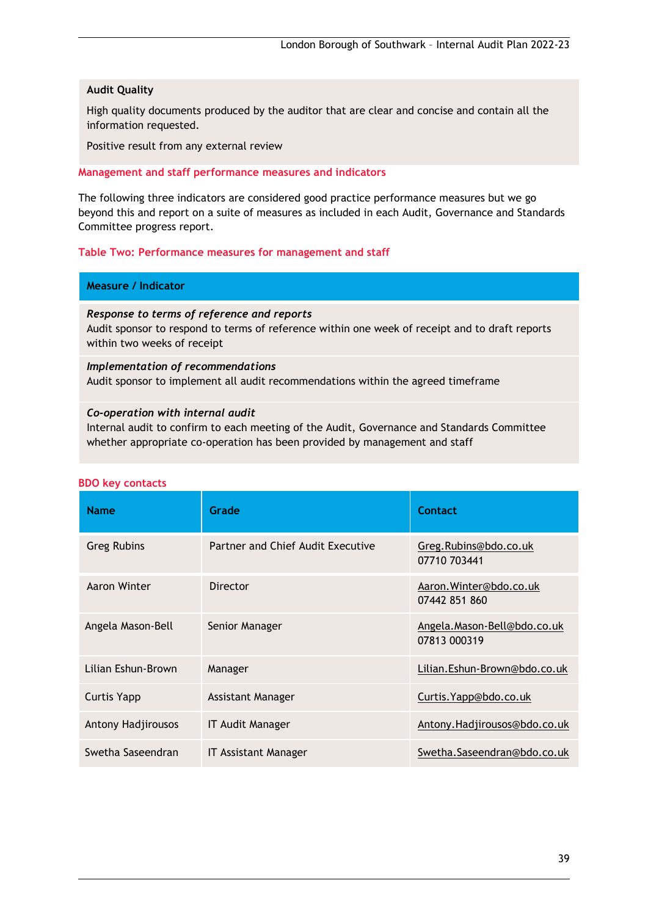**Audit Quality**

High quality documents produced by the auditor that are clear and concise and contain all the information requested.

Positive result from any external review

### Management and staff performance measures and indicators

The following three indicators are considered good practice performance measures but we go beyond this and report on a suite of measures as included in each Audit, Governance and Standards Committee progress report.

### Table Two: Performance measures for management and staff

| Measure / Indicator |
| --- |
| ***Response to terms of reference and reports*** Audit sponsor to respond to terms of reference within one week of receipt and to draft reports within two weeks of receipt |
| ***Implementation of recommendations*** Audit sponsor to implement all audit recommendations within the agreed timeframe |
| ***Co-operation with internal audit*** Internal audit to confirm to each meeting of the Audit, Governance and Standards Committee whether appropriate co-operation has been provided by management and staff |

### BDO key contacts

| Name | Grade | Contact |
| --- | --- | --- |
| Greg Rubins | Partner and Chief Audit Executive | Greg.Rubins@bdo.co.uk 07710 703441 |
| Aaron Winter | Director | Aaron.Winter@bdo.co.uk 07442 851 860 |
| Angela Mason-Bell | Senior Manager | Angela.Mason-Bell@bdo.co.uk 07813 000319 |
| Lilian Eshun-Brown | Manager | Lilian.Eshun-Brown@bdo.co.uk |
| Curtis Yapp | Assistant Manager | Curtis.Yapp@bdo.co.uk |
| Antony Hadjirousos | IT Audit Manager | Antony.Hadjirousos@bdo.co.uk |
| Swetha Saseendran | IT Assistant Manager | Swetha.Saseendran@bdo.co.uk |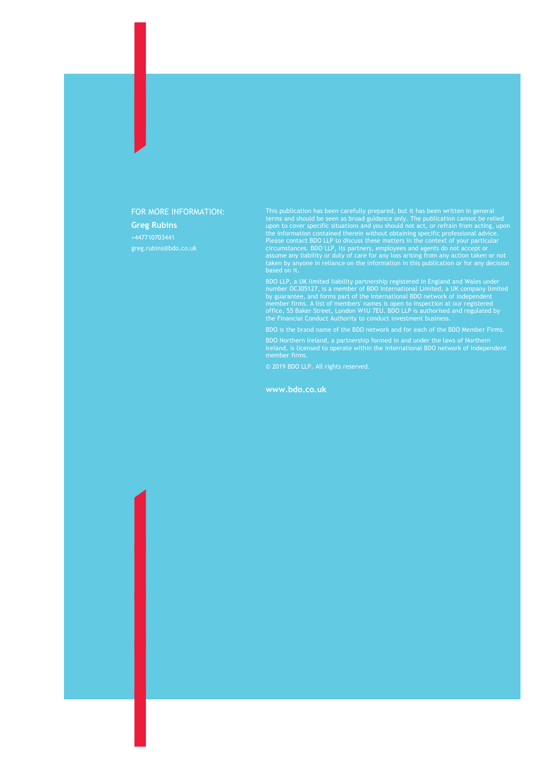FOR MORE INFORMATION:

**Greg Rubins**

+447710703441

greg.rubins@bdo.co.uk

This publication has been carefully prepared, but it has been written in general terms and should be seen as broad guidance only. The publication cannot be relied upon to cover specific situations and you should not act, or refrain from acting, upon the information contained therein without obtaining specific professional advice. Please contact BDO LLP to discuss these matters in the context of your particular circumstances. BDO LLP, its partners, employees and agents do not accept or assume any liability or duty of care for any loss arising from any action taken or not taken by anyone in reliance on the information in this publication or for any decision based on it.

BDO LLP, a UK limited liability partnership registered in England and Wales under number OC305127, is a member of BDO International Limited, a UK company limited by guarantee, and forms part of the international BDO network of independent member firms. A list of members' names is open to inspection at our registered office, 55 Baker Street, London W1U 7EU. BDO LLP is authorised and regulated by the Financial Conduct Authority to conduct investment business.

BDO is the brand name of the BDO network and for each of the BDO Member Firms.

BDO Northern Ireland, a partnership formed in and under the laws of Northern Ireland, is licensed to operate within the international BDO network of independent member firms.

© 2019 BDO LLP. All rights reserved.

**www.bdo.co.uk**